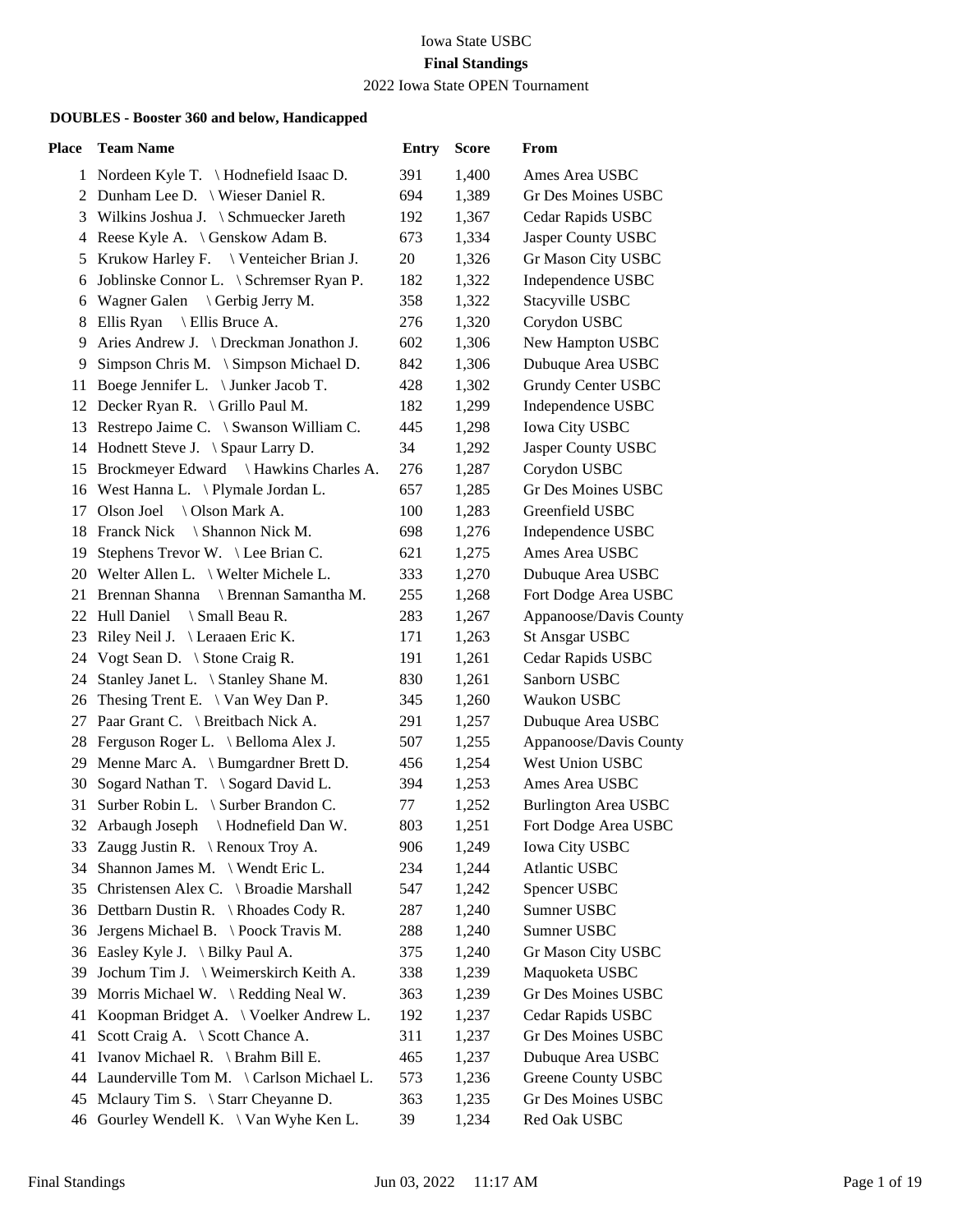Iowa State USBC

**Final Standings**

2022 Iowa State OPEN Tournament

**DOUBLES - Booster 360 and below, Handicapped**

| Place | Team Name | Entry | Score | From |
|---|---|---|---|---|
| 1 | Nordeen Kyle T. \ Hodnefield Isaac D. | 391 | 1,400 | Ames Area USBC |
| 2 | Dunham Lee D. \ Wieser Daniel R. | 694 | 1,389 | Gr Des Moines USBC |
| 3 | Wilkins Joshua J. \ Schmuecker Jareth | 192 | 1,367 | Cedar Rapids USBC |
| 4 | Reese Kyle A. \ Genskow Adam B. | 673 | 1,334 | Jasper County USBC |
| 5 | Krukow Harley F. \ Venteicher Brian J. | 20 | 1,326 | Gr Mason City USBC |
| 6 | Joblinske Connor L. \ Schremser Ryan P. | 182 | 1,322 | Independence USBC |
| 6 | Wagner Galen \ Gerbig Jerry M. | 358 | 1,322 | Stacyville USBC |
| 8 | Ellis Ryan \ Ellis Bruce A. | 276 | 1,320 | Corydon USBC |
| 9 | Aries Andrew J. \ Dreckman Jonathon J. | 602 | 1,306 | New Hampton USBC |
| 9 | Simpson Chris M. \ Simpson Michael D. | 842 | 1,306 | Dubuque Area USBC |
| 11 | Boege Jennifer L. \ Junker Jacob T. | 428 | 1,302 | Grundy Center USBC |
| 12 | Decker Ryan R. \ Grillo Paul M. | 182 | 1,299 | Independence USBC |
| 13 | Restrepo Jaime C. \ Swanson William C. | 445 | 1,298 | Iowa City USBC |
| 14 | Hodnett Steve J. \ Spaur Larry D. | 34 | 1,292 | Jasper County USBC |
| 15 | Brockmeyer Edward \ Hawkins Charles A. | 276 | 1,287 | Corydon USBC |
| 16 | West Hanna L. \ Plymale Jordan L. | 657 | 1,285 | Gr Des Moines USBC |
| 17 | Olson Joel \ Olson Mark A. | 100 | 1,283 | Greenfield USBC |
| 18 | Franck Nick \ Shannon Nick M. | 698 | 1,276 | Independence USBC |
| 19 | Stephens Trevor W. \ Lee Brian C. | 621 | 1,275 | Ames Area USBC |
| 20 | Welter Allen L. \ Welter Michele L. | 333 | 1,270 | Dubuque Area USBC |
| 21 | Brennan Shanna \ Brennan Samantha M. | 255 | 1,268 | Fort Dodge Area USBC |
| 22 | Hull Daniel \ Small Beau R. | 283 | 1,267 | Appanoose/Davis County |
| 23 | Riley Neil J. \ Leraaen Eric K. | 171 | 1,263 | St Ansgar USBC |
| 24 | Vogt Sean D. \ Stone Craig R. | 191 | 1,261 | Cedar Rapids USBC |
| 24 | Stanley Janet L. \ Stanley Shane M. | 830 | 1,261 | Sanborn USBC |
| 26 | Thesing Trent E. \ Van Wey Dan P. | 345 | 1,260 | Waukon USBC |
| 27 | Paar Grant C. \ Breitbach Nick A. | 291 | 1,257 | Dubuque Area USBC |
| 28 | Ferguson Roger L. \ Belloma Alex J. | 507 | 1,255 | Appanoose/Davis County |
| 29 | Menne Marc A. \ Bumgardner Brett D. | 456 | 1,254 | West Union USBC |
| 30 | Sogard Nathan T. \ Sogard David L. | 394 | 1,253 | Ames Area USBC |
| 31 | Surber Robin L. \ Surber Brandon C. | 77 | 1,252 | Burlington Area USBC |
| 32 | Arbaugh Joseph \ Hodnefield Dan W. | 803 | 1,251 | Fort Dodge Area USBC |
| 33 | Zaugg Justin R. \ Renoux Troy A. | 906 | 1,249 | Iowa City USBC |
| 34 | Shannon James M. \ Wendt Eric L. | 234 | 1,244 | Atlantic USBC |
| 35 | Christensen Alex C. \ Broadie Marshall | 547 | 1,242 | Spencer USBC |
| 36 | Dettbarn Dustin R. \ Rhoades Cody R. | 287 | 1,240 | Sumner USBC |
| 36 | Jergens Michael B. \ Poock Travis M. | 288 | 1,240 | Sumner USBC |
| 36 | Easley Kyle J. \ Bilky Paul A. | 375 | 1,240 | Gr Mason City USBC |
| 39 | Jochum Tim J. \ Weimerskirch Keith A. | 338 | 1,239 | Maquoketa USBC |
| 39 | Morris Michael W. \ Redding Neal W. | 363 | 1,239 | Gr Des Moines USBC |
| 41 | Koopman Bridget A. \ Voelker Andrew L. | 192 | 1,237 | Cedar Rapids USBC |
| 41 | Scott Craig A. \ Scott Chance A. | 311 | 1,237 | Gr Des Moines USBC |
| 41 | Ivanov Michael R. \ Brahm Bill E. | 465 | 1,237 | Dubuque Area USBC |
| 44 | Launderville Tom M. \ Carlson Michael L. | 573 | 1,236 | Greene County USBC |
| 45 | Mclaury Tim S. \ Starr Cheyanne D. | 363 | 1,235 | Gr Des Moines USBC |
| 46 | Gourley Wendell K. \ Van Wyhe Ken L. | 39 | 1,234 | Red Oak USBC |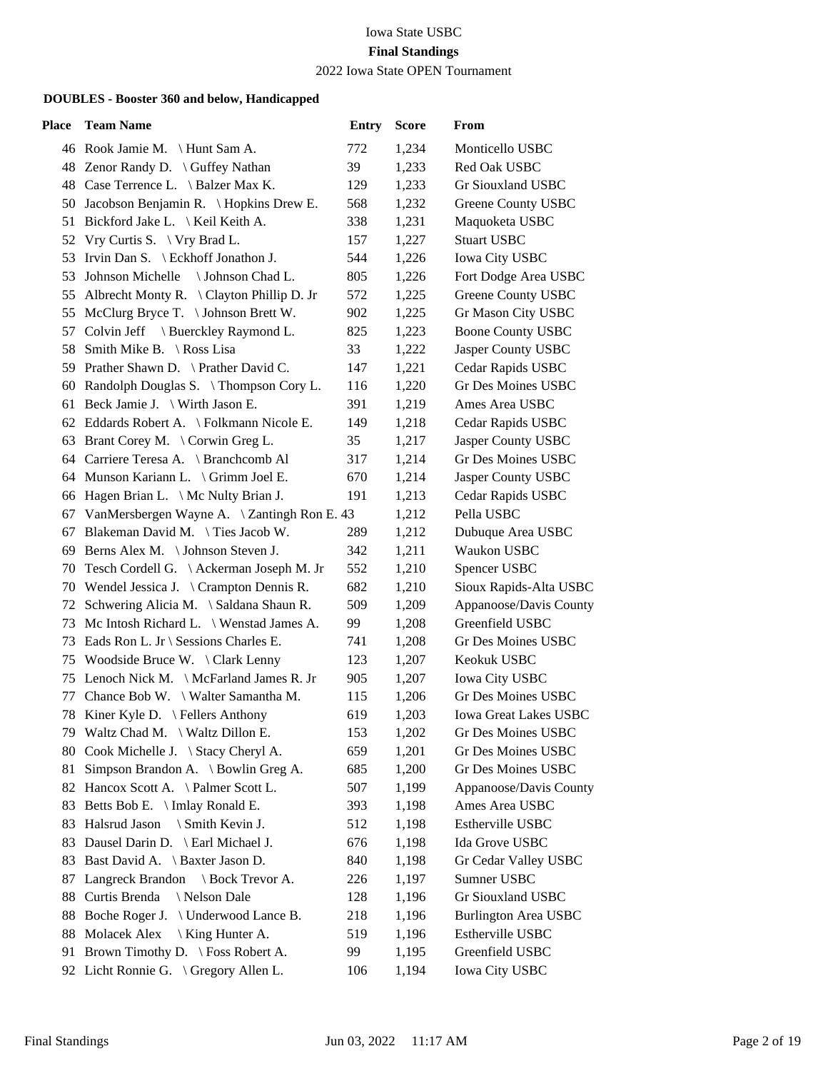Iowa State USBC

**Final Standings**

2022 Iowa State OPEN Tournament

**DOUBLES - Booster 360 and below, Handicapped**

| Place | Team Name | Entry | Score | From |
|---|---|---|---|---|
| 46 | Rook Jamie M. \ Hunt Sam A. | 772 | 1,234 | Monticello USBC |
| 48 | Zenor Randy D. \ Guffey Nathan | 39 | 1,233 | Red Oak USBC |
| 48 | Case Terrence L. \ Balzer Max K. | 129 | 1,233 | Gr Siouxland USBC |
| 50 | Jacobson Benjamin R. \ Hopkins Drew E. | 568 | 1,232 | Greene County USBC |
| 51 | Bickford Jake L. \ Keil Keith A. | 338 | 1,231 | Maquoketa USBC |
| 52 | Vry Curtis S. \ Vry Brad L. | 157 | 1,227 | Stuart USBC |
| 53 | Irvin Dan S. \ Eckhoff Jonathon J. | 544 | 1,226 | Iowa City USBC |
| 53 | Johnson Michelle \ Johnson Chad L. | 805 | 1,226 | Fort Dodge Area USBC |
| 55 | Albrecht Monty R. \ Clayton Phillip D. Jr | 572 | 1,225 | Greene County USBC |
| 55 | McClurg Bryce T. \ Johnson Brett W. | 902 | 1,225 | Gr Mason City USBC |
| 57 | Colvin Jeff \ Buerckley Raymond L. | 825 | 1,223 | Boone County USBC |
| 58 | Smith Mike B. \ Ross Lisa | 33 | 1,222 | Jasper County USBC |
| 59 | Prather Shawn D. \ Prather David C. | 147 | 1,221 | Cedar Rapids USBC |
| 60 | Randolph Douglas S. \ Thompson Cory L. | 116 | 1,220 | Gr Des Moines USBC |
| 61 | Beck Jamie J. \ Wirth Jason E. | 391 | 1,219 | Ames Area USBC |
| 62 | Eddards Robert A. \ Folkmann Nicole E. | 149 | 1,218 | Cedar Rapids USBC |
| 63 | Brant Corey M. \ Corwin Greg L. | 35 | 1,217 | Jasper County USBC |
| 64 | Carriere Teresa A. \ Branchcomb Al | 317 | 1,214 | Gr Des Moines USBC |
| 64 | Munson Kariann L. \ Grimm Joel E. | 670 | 1,214 | Jasper County USBC |
| 66 | Hagen Brian L. \ Mc Nulty Brian J. | 191 | 1,213 | Cedar Rapids USBC |
| 67 | VanMersbergen Wayne A. \ Zantingh Ron E. | 43 | 1,212 | Pella USBC |
| 67 | Blakeman David M. \ Ties Jacob W. | 289 | 1,212 | Dubuque Area USBC |
| 69 | Berns Alex M. \ Johnson Steven J. | 342 | 1,211 | Waukon USBC |
| 70 | Tesch Cordell G. \ Ackerman Joseph M. Jr | 552 | 1,210 | Spencer USBC |
| 70 | Wendel Jessica J. \ Crampton Dennis R. | 682 | 1,210 | Sioux Rapids-Alta USBC |
| 72 | Schwering Alicia M. \ Saldana Shaun R. | 509 | 1,209 | Appanoose/Davis County |
| 73 | Mc Intosh Richard L. \ Wenstad James A. | 99 | 1,208 | Greenfield USBC |
| 73 | Eads Ron L. Jr \ Sessions Charles E. | 741 | 1,208 | Gr Des Moines USBC |
| 75 | Woodside Bruce W. \ Clark Lenny | 123 | 1,207 | Keokuk USBC |
| 75 | Lenoch Nick M. \ McFarland James R. Jr | 905 | 1,207 | Iowa City USBC |
| 77 | Chance Bob W. \ Walter Samantha M. | 115 | 1,206 | Gr Des Moines USBC |
| 78 | Kiner Kyle D. \ Fellers Anthony | 619 | 1,203 | Iowa Great Lakes USBC |
| 79 | Waltz Chad M. \ Waltz Dillon E. | 153 | 1,202 | Gr Des Moines USBC |
| 80 | Cook Michelle J. \ Stacy Cheryl A. | 659 | 1,201 | Gr Des Moines USBC |
| 81 | Simpson Brandon A. \ Bowlin Greg A. | 685 | 1,200 | Gr Des Moines USBC |
| 82 | Hancox Scott A. \ Palmer Scott L. | 507 | 1,199 | Appanoose/Davis County |
| 83 | Betts Bob E. \ Imlay Ronald E. | 393 | 1,198 | Ames Area USBC |
| 83 | Halsrud Jason \ Smith Kevin J. | 512 | 1,198 | Estherville USBC |
| 83 | Dausel Darin D. \ Earl Michael J. | 676 | 1,198 | Ida Grove USBC |
| 83 | Bast David A. \ Baxter Jason D. | 840 | 1,198 | Gr Cedar Valley USBC |
| 87 | Langreck Brandon \ Bock Trevor A. | 226 | 1,197 | Sumner USBC |
| 88 | Curtis Brenda \ Nelson Dale | 128 | 1,196 | Gr Siouxland USBC |
| 88 | Boche Roger J. \ Underwood Lance B. | 218 | 1,196 | Burlington Area USBC |
| 88 | Molacek Alex \ King Hunter A. | 519 | 1,196 | Estherville USBC |
| 91 | Brown Timothy D. \ Foss Robert A. | 99 | 1,195 | Greenfield USBC |
| 92 | Licht Ronnie G. \ Gregory Allen L. | 106 | 1,194 | Iowa City USBC |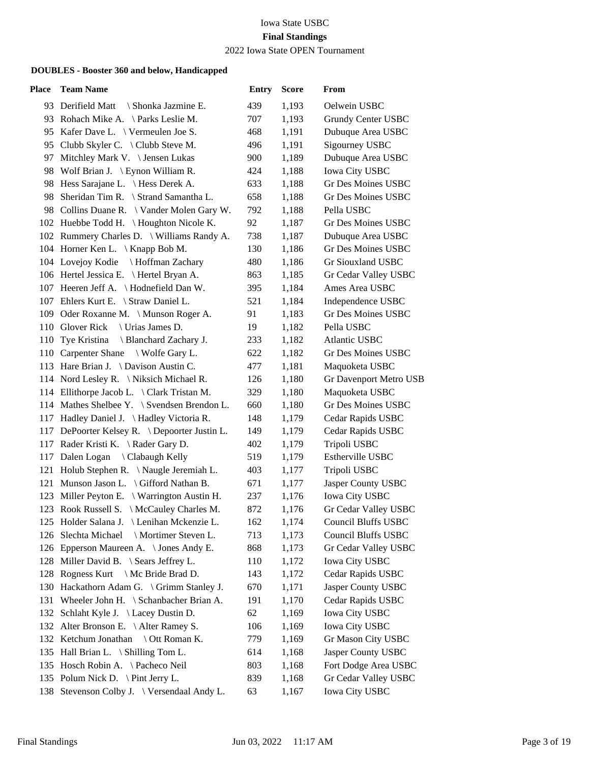Iowa State USBC

**Final Standings**

2022 Iowa State OPEN Tournament

### DOUBLES - Booster 360 and below, Handicapped

| Place | Team Name | Entry | Score | From |
|---|---|---|---|---|
| 93 | Derifield Matt \ Shonka Jazmine E. | 439 | 1,193 | Oelwein USBC |
| 93 | Rohach Mike A. \ Parks Leslie M. | 707 | 1,193 | Grundy Center USBC |
| 95 | Kafer Dave L. \ Vermeulen Joe S. | 468 | 1,191 | Dubuque Area USBC |
| 95 | Clubb Skyler C. \ Clubb Steve M. | 496 | 1,191 | Sigourney USBC |
| 97 | Mitchley Mark V. \ Jensen Lukas | 900 | 1,189 | Dubuque Area USBC |
| 98 | Wolf Brian J. \ Eynon William R. | 424 | 1,188 | Iowa City USBC |
| 98 | Hess Sarajane L. \ Hess Derek A. | 633 | 1,188 | Gr Des Moines USBC |
| 98 | Sheridan Tim R. \ Strand Samantha L. | 658 | 1,188 | Gr Des Moines USBC |
| 98 | Collins Duane R. \ Vander Molen Gary W. | 792 | 1,188 | Pella USBC |
| 102 | Huebbe Todd H. \ Houghton Nicole K. | 92 | 1,187 | Gr Des Moines USBC |
| 102 | Rummery Charles D. \ Williams Randy A. | 738 | 1,187 | Dubuque Area USBC |
| 104 | Horner Ken L. \ Knapp Bob M. | 130 | 1,186 | Gr Des Moines USBC |
| 104 | Lovejoy Kodie \ Hoffman Zachary | 480 | 1,186 | Gr Siouxland USBC |
| 106 | Hertel Jessica E. \ Hertel Bryan A. | 863 | 1,185 | Gr Cedar Valley USBC |
| 107 | Heeren Jeff A. \ Hodnefield Dan W. | 395 | 1,184 | Ames Area USBC |
| 107 | Ehlers Kurt E. \ Straw Daniel L. | 521 | 1,184 | Independence USBC |
| 109 | Oder Roxanne M. \ Munson Roger A. | 91 | 1,183 | Gr Des Moines USBC |
| 110 | Glover Rick \ Urias James D. | 19 | 1,182 | Pella USBC |
| 110 | Tye Kristina \ Blanchard Zachary J. | 233 | 1,182 | Atlantic USBC |
| 110 | Carpenter Shane \ Wolfe Gary L. | 622 | 1,182 | Gr Des Moines USBC |
| 113 | Hare Brian J. \ Davison Austin C. | 477 | 1,181 | Maquoketa USBC |
| 114 | Nord Lesley R. \ Niksich Michael R. | 126 | 1,180 | Gr Davenport Metro USB |
| 114 | Ellithorpe Jacob L. \ Clark Tristan M. | 329 | 1,180 | Maquoketa USBC |
| 114 | Mathes Shelbee Y. \ Svendsen Brendon L. | 660 | 1,180 | Gr Des Moines USBC |
| 117 | Hadley Daniel J. \ Hadley Victoria R. | 148 | 1,179 | Cedar Rapids USBC |
| 117 | DePoorter Kelsey R. \ Depoorter Justin L. | 149 | 1,179 | Cedar Rapids USBC |
| 117 | Rader Kristi K. \ Rader Gary D. | 402 | 1,179 | Tripoli USBC |
| 117 | Dalen Logan \ Clabaugh Kelly | 519 | 1,179 | Estherville USBC |
| 121 | Holub Stephen R. \ Naugle Jeremiah L. | 403 | 1,177 | Tripoli USBC |
| 121 | Munson Jason L. \ Gifford Nathan B. | 671 | 1,177 | Jasper County USBC |
| 123 | Miller Peyton E. \ Warrington Austin H. | 237 | 1,176 | Iowa City USBC |
| 123 | Rook Russell S. \ McCauley Charles M. | 872 | 1,176 | Gr Cedar Valley USBC |
| 125 | Holder Salana J. \ Lenihan Mckenzie L. | 162 | 1,174 | Council Bluffs USBC |
| 126 | Slechta Michael \ Mortimer Steven L. | 713 | 1,173 | Council Bluffs USBC |
| 126 | Epperson Maureen A. \ Jones Andy E. | 868 | 1,173 | Gr Cedar Valley USBC |
| 128 | Miller David B. \ Sears Jeffrey L. | 110 | 1,172 | Iowa City USBC |
| 128 | Rogness Kurt \ Mc Bride Brad D. | 143 | 1,172 | Cedar Rapids USBC |
| 130 | Hackathorn Adam G. \ Grimm Stanley J. | 670 | 1,171 | Jasper County USBC |
| 131 | Wheeler John H. \ Schanbacher Brian A. | 191 | 1,170 | Cedar Rapids USBC |
| 132 | Schlaht Kyle J. \ Lacey Dustin D. | 62 | 1,169 | Iowa City USBC |
| 132 | Alter Bronson E. \ Alter Ramey S. | 106 | 1,169 | Iowa City USBC |
| 132 | Ketchum Jonathan \ Ott Roman K. | 779 | 1,169 | Gr Mason City USBC |
| 135 | Hall Brian L. \ Shilling Tom L. | 614 | 1,168 | Jasper County USBC |
| 135 | Hosch Robin A. \ Pacheco Neil | 803 | 1,168 | Fort Dodge Area USBC |
| 135 | Polum Nick D. \ Pint Jerry L. | 839 | 1,168 | Gr Cedar Valley USBC |
| 138 | Stevenson Colby J. \ Versendaal Andy L. | 63 | 1,167 | Iowa City USBC |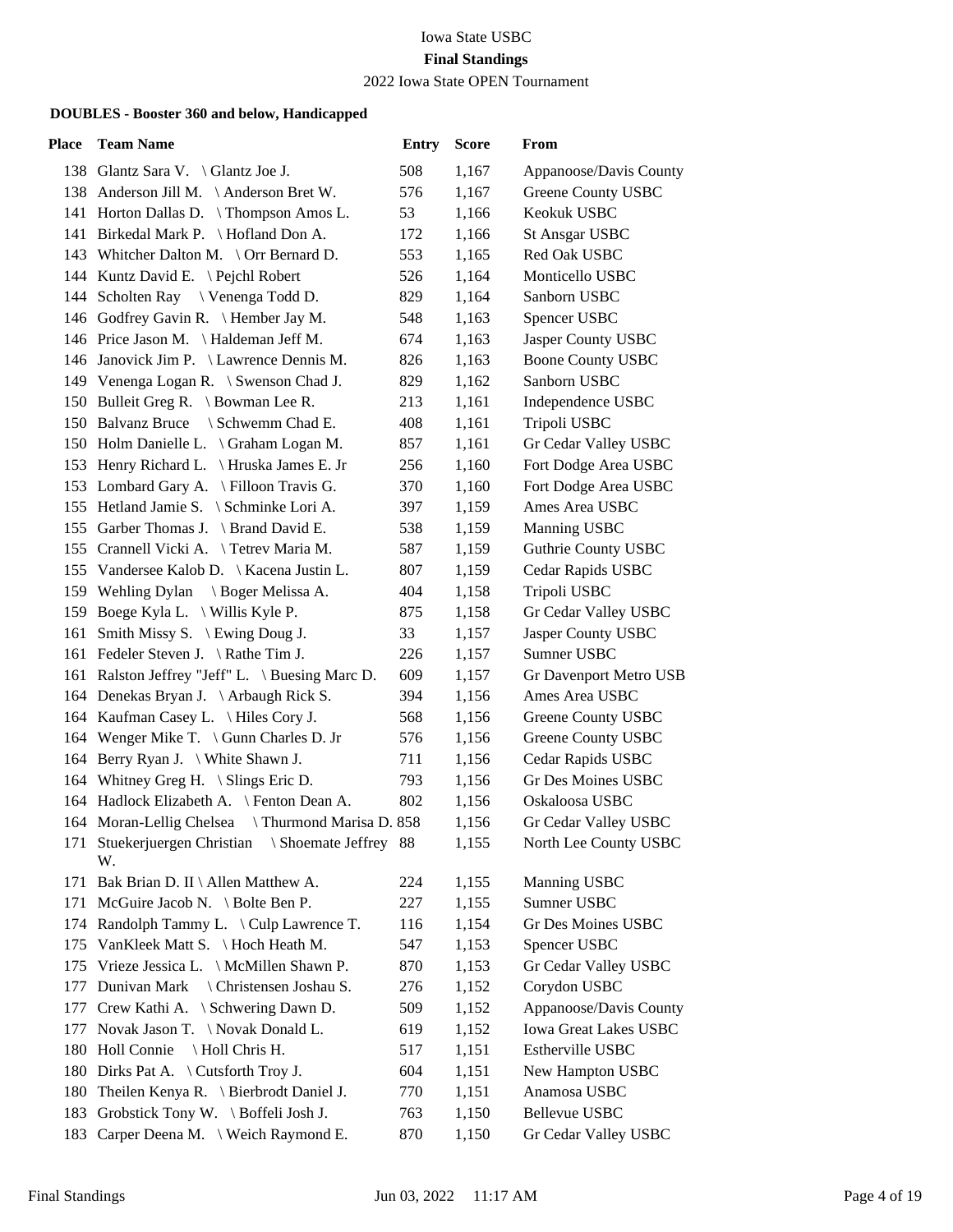Iowa State USBC

**Final Standings**

2022 Iowa State OPEN Tournament

**DOUBLES - Booster 360 and below, Handicapped**

| Place | Team Name | Entry | Score | From |
|---|---|---|---|---|
| 138 | Glantz Sara V. \ Glantz Joe J. | 508 | 1,167 | Appanoose/Davis County |
| 138 | Anderson Jill M. \ Anderson Bret W. | 576 | 1,167 | Greene County USBC |
| 141 | Horton Dallas D. \ Thompson Amos L. | 53 | 1,166 | Keokuk USBC |
| 141 | Birkedal Mark P. \ Hofland Don A. | 172 | 1,166 | St Ansgar USBC |
| 143 | Whitcher Dalton M. \ Orr Bernard D. | 553 | 1,165 | Red Oak USBC |
| 144 | Kuntz David E. \ Pejchl Robert | 526 | 1,164 | Monticello USBC |
| 144 | Scholten Ray \ Venenga Todd D. | 829 | 1,164 | Sanborn USBC |
| 146 | Godfrey Gavin R. \ Hember Jay M. | 548 | 1,163 | Spencer USBC |
| 146 | Price Jason M. \ Haldeman Jeff M. | 674 | 1,163 | Jasper County USBC |
| 146 | Janovick Jim P. \ Lawrence Dennis M. | 826 | 1,163 | Boone County USBC |
| 149 | Venenga Logan R. \ Swenson Chad J. | 829 | 1,162 | Sanborn USBC |
| 150 | Bulleit Greg R. \ Bowman Lee R. | 213 | 1,161 | Independence USBC |
| 150 | Balvanz Bruce \ Schwemm Chad E. | 408 | 1,161 | Tripoli USBC |
| 150 | Holm Danielle L. \ Graham Logan M. | 857 | 1,161 | Gr Cedar Valley USBC |
| 153 | Henry Richard L. \ Hruska James E. Jr | 256 | 1,160 | Fort Dodge Area USBC |
| 153 | Lombard Gary A. \ Filloon Travis G. | 370 | 1,160 | Fort Dodge Area USBC |
| 155 | Hetland Jamie S. \ Schminke Lori A. | 397 | 1,159 | Ames Area USBC |
| 155 | Garber Thomas J. \ Brand David E. | 538 | 1,159 | Manning USBC |
| 155 | Crannell Vicki A. \ Tetrev Maria M. | 587 | 1,159 | Guthrie County USBC |
| 155 | Vandersee Kalob D. \ Kacena Justin L. | 807 | 1,159 | Cedar Rapids USBC |
| 159 | Wehling Dylan \ Boger Melissa A. | 404 | 1,158 | Tripoli USBC |
| 159 | Boege Kyla L. \ Willis Kyle P. | 875 | 1,158 | Gr Cedar Valley USBC |
| 161 | Smith Missy S. \ Ewing Doug J. | 33 | 1,157 | Jasper County USBC |
| 161 | Fedeler Steven J. \ Rathe Tim J. | 226 | 1,157 | Sumner USBC |
| 161 | Ralston Jeffrey "Jeff" L. \ Buesing Marc D. | 609 | 1,157 | Gr Davenport Metro USB |
| 164 | Denekas Bryan J. \ Arbaugh Rick S. | 394 | 1,156 | Ames Area USBC |
| 164 | Kaufman Casey L. \ Hiles Cory J. | 568 | 1,156 | Greene County USBC |
| 164 | Wenger Mike T. \ Gunn Charles D. Jr | 576 | 1,156 | Greene County USBC |
| 164 | Berry Ryan J. \ White Shawn J. | 711 | 1,156 | Cedar Rapids USBC |
| 164 | Whitney Greg H. \ Slings Eric D. | 793 | 1,156 | Gr Des Moines USBC |
| 164 | Hadlock Elizabeth A. \ Fenton Dean A. | 802 | 1,156 | Oskaloosa USBC |
| 164 | Moran-Lellig Chelsea \ Thurmond Marisa D. | 858 | 1,156 | Gr Cedar Valley USBC |
| 171 | Stuekerjuergen Christian \ Shoemate Jeffrey W. | 88 | 1,155 | North Lee County USBC |
| 171 | Bak Brian D. II \ Allen Matthew A. | 224 | 1,155 | Manning USBC |
| 171 | McGuire Jacob N. \ Bolte Ben P. | 227 | 1,155 | Sumner USBC |
| 174 | Randolph Tammy L. \ Culp Lawrence T. | 116 | 1,154 | Gr Des Moines USBC |
| 175 | VanKleek Matt S. \ Hoch Heath M. | 547 | 1,153 | Spencer USBC |
| 175 | Vrieze Jessica L. \ McMillen Shawn P. | 870 | 1,153 | Gr Cedar Valley USBC |
| 177 | Dunivan Mark \ Christensen Joshau S. | 276 | 1,152 | Corydon USBC |
| 177 | Crew Kathi A. \ Schwering Dawn D. | 509 | 1,152 | Appanoose/Davis County |
| 177 | Novak Jason T. \ Novak Donald L. | 619 | 1,152 | Iowa Great Lakes USBC |
| 180 | Holl Connie \ Holl Chris H. | 517 | 1,151 | Estherville USBC |
| 180 | Dirks Pat A. \ Cutsforth Troy J. | 604 | 1,151 | New Hampton USBC |
| 180 | Theilen Kenya R. \ Bierbrodt Daniel J. | 770 | 1,151 | Anamosa USBC |
| 183 | Grobstick Tony W. \ Boffeli Josh J. | 763 | 1,150 | Bellevue USBC |
| 183 | Carper Deena M. \ Weich Raymond E. | 870 | 1,150 | Gr Cedar Valley USBC |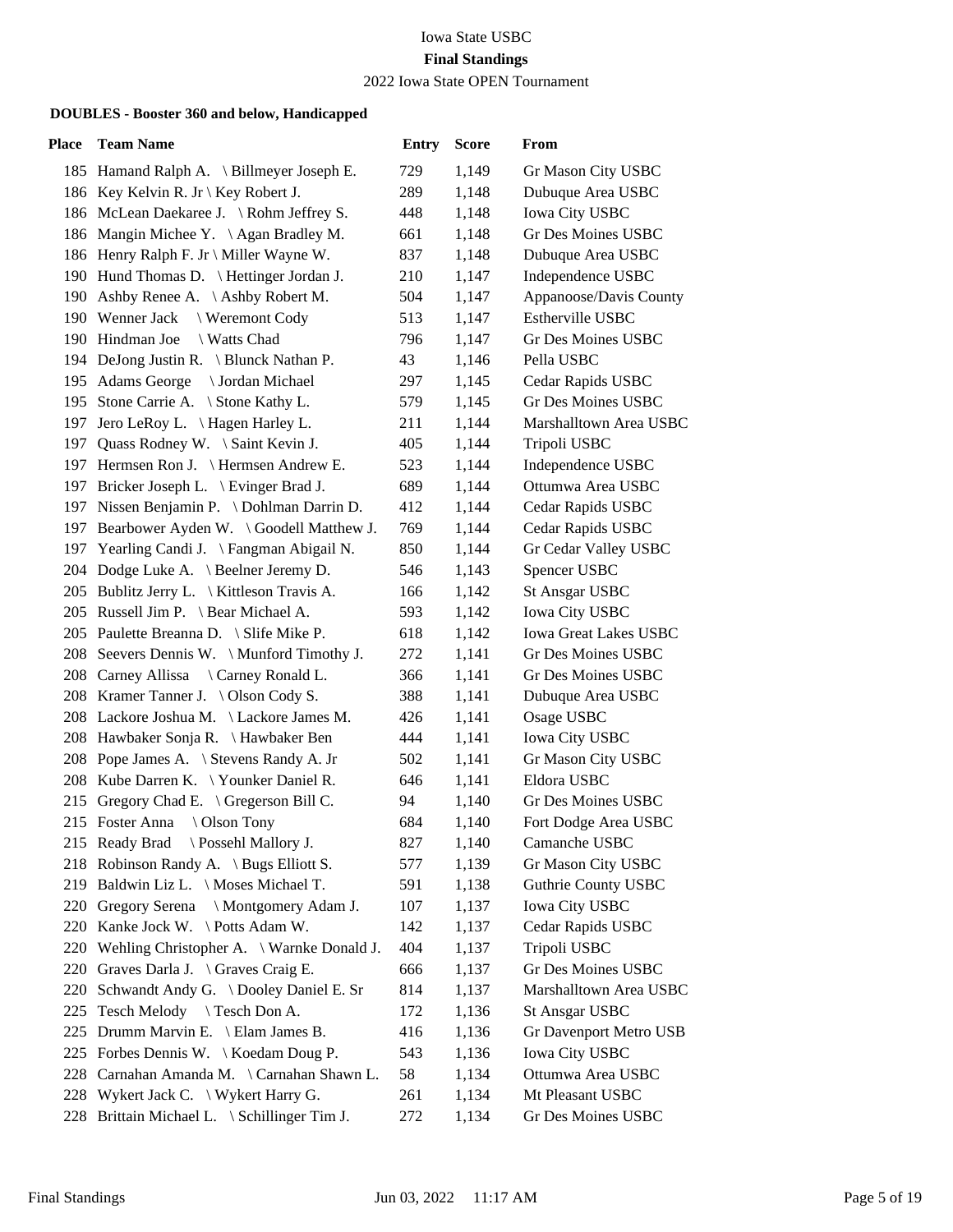Iowa State USBC

**Final Standings**

2022 Iowa State OPEN Tournament

### DOUBLES - Booster 360 and below, Handicapped

| Place | Team Name | Entry | Score | From |
|---|---|---|---|---|
| 185 | Hamand Ralph A. \ Billmeyer Joseph E. | 729 | 1,149 | Gr Mason City USBC |
| 186 | Key Kelvin R. Jr \ Key Robert J. | 289 | 1,148 | Dubuque Area USBC |
| 186 | McLean Daekaree J. \ Rohm Jeffrey S. | 448 | 1,148 | Iowa City USBC |
| 186 | Mangin Michee Y. \ Agan Bradley M. | 661 | 1,148 | Gr Des Moines USBC |
| 186 | Henry Ralph F. Jr \ Miller Wayne W. | 837 | 1,148 | Dubuque Area USBC |
| 190 | Hund Thomas D. \ Hettinger Jordan J. | 210 | 1,147 | Independence USBC |
| 190 | Ashby Renee A. \ Ashby Robert M. | 504 | 1,147 | Appanoose/Davis County |
| 190 | Wenner Jack \ Weremont Cody | 513 | 1,147 | Estherville USBC |
| 190 | Hindman Joe \ Watts Chad | 796 | 1,147 | Gr Des Moines USBC |
| 194 | DeJong Justin R. \ Blunck Nathan P. | 43 | 1,146 | Pella USBC |
| 195 | Adams George \ Jordan Michael | 297 | 1,145 | Cedar Rapids USBC |
| 195 | Stone Carrie A. \ Stone Kathy L. | 579 | 1,145 | Gr Des Moines USBC |
| 197 | Jero LeRoy L. \ Hagen Harley L. | 211 | 1,144 | Marshalltown Area USBC |
| 197 | Quass Rodney W. \ Saint Kevin J. | 405 | 1,144 | Tripoli USBC |
| 197 | Hermsen Ron J. \ Hermsen Andrew E. | 523 | 1,144 | Independence USBC |
| 197 | Bricker Joseph L. \ Evinger Brad J. | 689 | 1,144 | Ottumwa Area USBC |
| 197 | Nissen Benjamin P. \ Dohlman Darrin D. | 412 | 1,144 | Cedar Rapids USBC |
| 197 | Bearbower Ayden W. \ Goodell Matthew J. | 769 | 1,144 | Cedar Rapids USBC |
| 197 | Yearling Candi J. \ Fangman Abigail N. | 850 | 1,144 | Gr Cedar Valley USBC |
| 204 | Dodge Luke A. \ Beelner Jeremy D. | 546 | 1,143 | Spencer USBC |
| 205 | Bublitz Jerry L. \ Kittleson Travis A. | 166 | 1,142 | St Ansgar USBC |
| 205 | Russell Jim P. \ Bear Michael A. | 593 | 1,142 | Iowa City USBC |
| 205 | Paulette Breanna D. \ Slife Mike P. | 618 | 1,142 | Iowa Great Lakes USBC |
| 208 | Seevers Dennis W. \ Munford Timothy J. | 272 | 1,141 | Gr Des Moines USBC |
| 208 | Carney Allissa \ Carney Ronald L. | 366 | 1,141 | Gr Des Moines USBC |
| 208 | Kramer Tanner J. \ Olson Cody S. | 388 | 1,141 | Dubuque Area USBC |
| 208 | Lackore Joshua M. \ Lackore James M. | 426 | 1,141 | Osage USBC |
| 208 | Hawbaker Sonja R. \ Hawbaker Ben | 444 | 1,141 | Iowa City USBC |
| 208 | Pope James A. \ Stevens Randy A. Jr | 502 | 1,141 | Gr Mason City USBC |
| 208 | Kube Darren K. \ Younker Daniel R. | 646 | 1,141 | Eldora USBC |
| 215 | Gregory Chad E. \ Gregerson Bill C. | 94 | 1,140 | Gr Des Moines USBC |
| 215 | Foster Anna \ Olson Tony | 684 | 1,140 | Fort Dodge Area USBC |
| 215 | Ready Brad \ Possehl Mallory J. | 827 | 1,140 | Camanche USBC |
| 218 | Robinson Randy A. \ Bugs Elliott S. | 577 | 1,139 | Gr Mason City USBC |
| 219 | Baldwin Liz L. \ Moses Michael T. | 591 | 1,138 | Guthrie County USBC |
| 220 | Gregory Serena \ Montgomery Adam J. | 107 | 1,137 | Iowa City USBC |
| 220 | Kanke Jock W. \ Potts Adam W. | 142 | 1,137 | Cedar Rapids USBC |
| 220 | Wehling Christopher A. \ Warnke Donald J. | 404 | 1,137 | Tripoli USBC |
| 220 | Graves Darla J. \ Graves Craig E. | 666 | 1,137 | Gr Des Moines USBC |
| 220 | Schwandt Andy G. \ Dooley Daniel E. Sr | 814 | 1,137 | Marshalltown Area USBC |
| 225 | Tesch Melody \ Tesch Don A. | 172 | 1,136 | St Ansgar USBC |
| 225 | Drumm Marvin E. \ Elam James B. | 416 | 1,136 | Gr Davenport Metro USB |
| 225 | Forbes Dennis W. \ Koedam Doug P. | 543 | 1,136 | Iowa City USBC |
| 228 | Carnahan Amanda M. \ Carnahan Shawn L. | 58 | 1,134 | Ottumwa Area USBC |
| 228 | Wykert Jack C. \ Wykert Harry G. | 261 | 1,134 | Mt Pleasant USBC |
| 228 | Brittain Michael L. \ Schillinger Tim J. | 272 | 1,134 | Gr Des Moines USBC |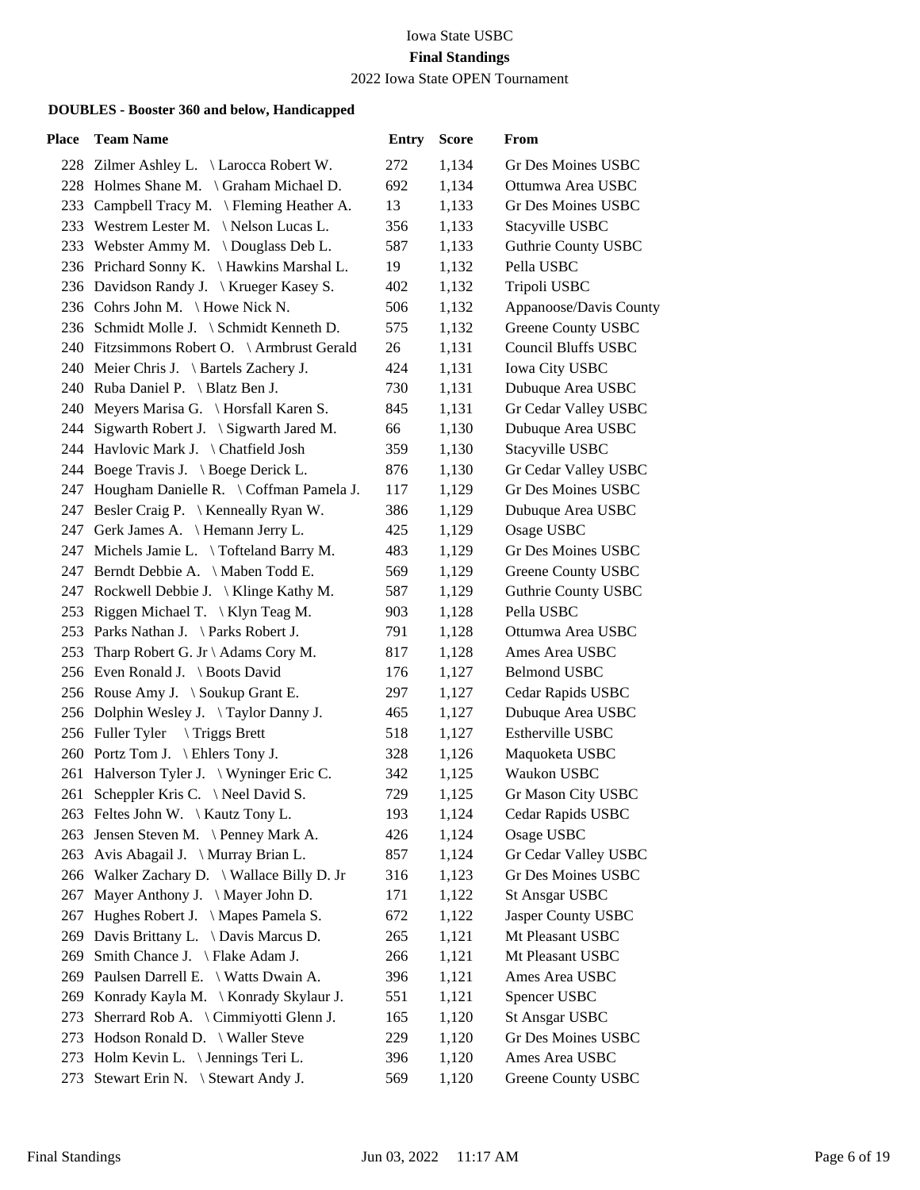Iowa State USBC

**Final Standings**

2022 Iowa State OPEN Tournament

### DOUBLES - Booster 360 and below, Handicapped

| Place | Team Name | Entry | Score | From |
|---|---|---|---|---|
| 228 | Zilmer Ashley L. \ Larocca Robert W. | 272 | 1,134 | Gr Des Moines USBC |
| 228 | Holmes Shane M. \ Graham Michael D. | 692 | 1,134 | Ottumwa Area USBC |
| 233 | Campbell Tracy M. \ Fleming Heather A. | 13 | 1,133 | Gr Des Moines USBC |
| 233 | Westrem Lester M. \ Nelson Lucas L. | 356 | 1,133 | Stacyville USBC |
| 233 | Webster Ammy M. \ Douglass Deb L. | 587 | 1,133 | Guthrie County USBC |
| 236 | Prichard Sonny K. \ Hawkins Marshal L. | 19 | 1,132 | Pella USBC |
| 236 | Davidson Randy J. \ Krueger Kasey S. | 402 | 1,132 | Tripoli USBC |
| 236 | Cohrs John M. \ Howe Nick N. | 506 | 1,132 | Appanoose/Davis County |
| 236 | Schmidt Molle J. \ Schmidt Kenneth D. | 575 | 1,132 | Greene County USBC |
| 240 | Fitzsimmons Robert O. \ Armbrust Gerald | 26 | 1,131 | Council Bluffs USBC |
| 240 | Meier Chris J. \ Bartels Zachery J. | 424 | 1,131 | Iowa City USBC |
| 240 | Ruba Daniel P. \ Blatz Ben J. | 730 | 1,131 | Dubuque Area USBC |
| 240 | Meyers Marisa G. \ Horsfall Karen S. | 845 | 1,131 | Gr Cedar Valley USBC |
| 244 | Sigwarth Robert J. \ Sigwarth Jared M. | 66 | 1,130 | Dubuque Area USBC |
| 244 | Havlovic Mark J. \ Chatfield Josh | 359 | 1,130 | Stacyville USBC |
| 244 | Boege Travis J. \ Boege Derick L. | 876 | 1,130 | Gr Cedar Valley USBC |
| 247 | Hougham Danielle R. \ Coffman Pamela J. | 117 | 1,129 | Gr Des Moines USBC |
| 247 | Besler Craig P. \ Kenneally Ryan W. | 386 | 1,129 | Dubuque Area USBC |
| 247 | Gerk James A. \ Hemann Jerry L. | 425 | 1,129 | Osage USBC |
| 247 | Michels Jamie L. \ Tofteland Barry M. | 483 | 1,129 | Gr Des Moines USBC |
| 247 | Berndt Debbie A. \ Maben Todd E. | 569 | 1,129 | Greene County USBC |
| 247 | Rockwell Debbie J. \ Klinge Kathy M. | 587 | 1,129 | Guthrie County USBC |
| 253 | Riggen Michael T. \ Klyn Teag M. | 903 | 1,128 | Pella USBC |
| 253 | Parks Nathan J. \ Parks Robert J. | 791 | 1,128 | Ottumwa Area USBC |
| 253 | Tharp Robert G. Jr \ Adams Cory M. | 817 | 1,128 | Ames Area USBC |
| 256 | Even Ronald J. \ Boots David | 176 | 1,127 | Belmond USBC |
| 256 | Rouse Amy J. \ Soukup Grant E. | 297 | 1,127 | Cedar Rapids USBC |
| 256 | Dolphin Wesley J. \ Taylor Danny J. | 465 | 1,127 | Dubuque Area USBC |
| 256 | Fuller Tyler \ Triggs Brett | 518 | 1,127 | Estherville USBC |
| 260 | Portz Tom J. \ Ehlers Tony J. | 328 | 1,126 | Maquoketa USBC |
| 261 | Halverson Tyler J. \ Wyninger Eric C. | 342 | 1,125 | Waukon USBC |
| 261 | Scheppler Kris C. \ Neel David S. | 729 | 1,125 | Gr Mason City USBC |
| 263 | Feltes John W. \ Kautz Tony L. | 193 | 1,124 | Cedar Rapids USBC |
| 263 | Jensen Steven M. \ Penney Mark A. | 426 | 1,124 | Osage USBC |
| 263 | Avis Abagail J. \ Murray Brian L. | 857 | 1,124 | Gr Cedar Valley USBC |
| 266 | Walker Zachary D. \ Wallace Billy D. Jr | 316 | 1,123 | Gr Des Moines USBC |
| 267 | Mayer Anthony J. \ Mayer John D. | 171 | 1,122 | St Ansgar USBC |
| 267 | Hughes Robert J. \ Mapes Pamela S. | 672 | 1,122 | Jasper County USBC |
| 269 | Davis Brittany L. \ Davis Marcus D. | 265 | 1,121 | Mt Pleasant USBC |
| 269 | Smith Chance J. \ Flake Adam J. | 266 | 1,121 | Mt Pleasant USBC |
| 269 | Paulsen Darrell E. \ Watts Dwain A. | 396 | 1,121 | Ames Area USBC |
| 269 | Konrady Kayla M. \ Konrady Skylaur J. | 551 | 1,121 | Spencer USBC |
| 273 | Sherrard Rob A. \ Cimmiyotti Glenn J. | 165 | 1,120 | St Ansgar USBC |
| 273 | Hodson Ronald D. \ Waller Steve | 229 | 1,120 | Gr Des Moines USBC |
| 273 | Holm Kevin L. \ Jennings Teri L. | 396 | 1,120 | Ames Area USBC |
| 273 | Stewart Erin N. \ Stewart Andy J. | 569 | 1,120 | Greene County USBC |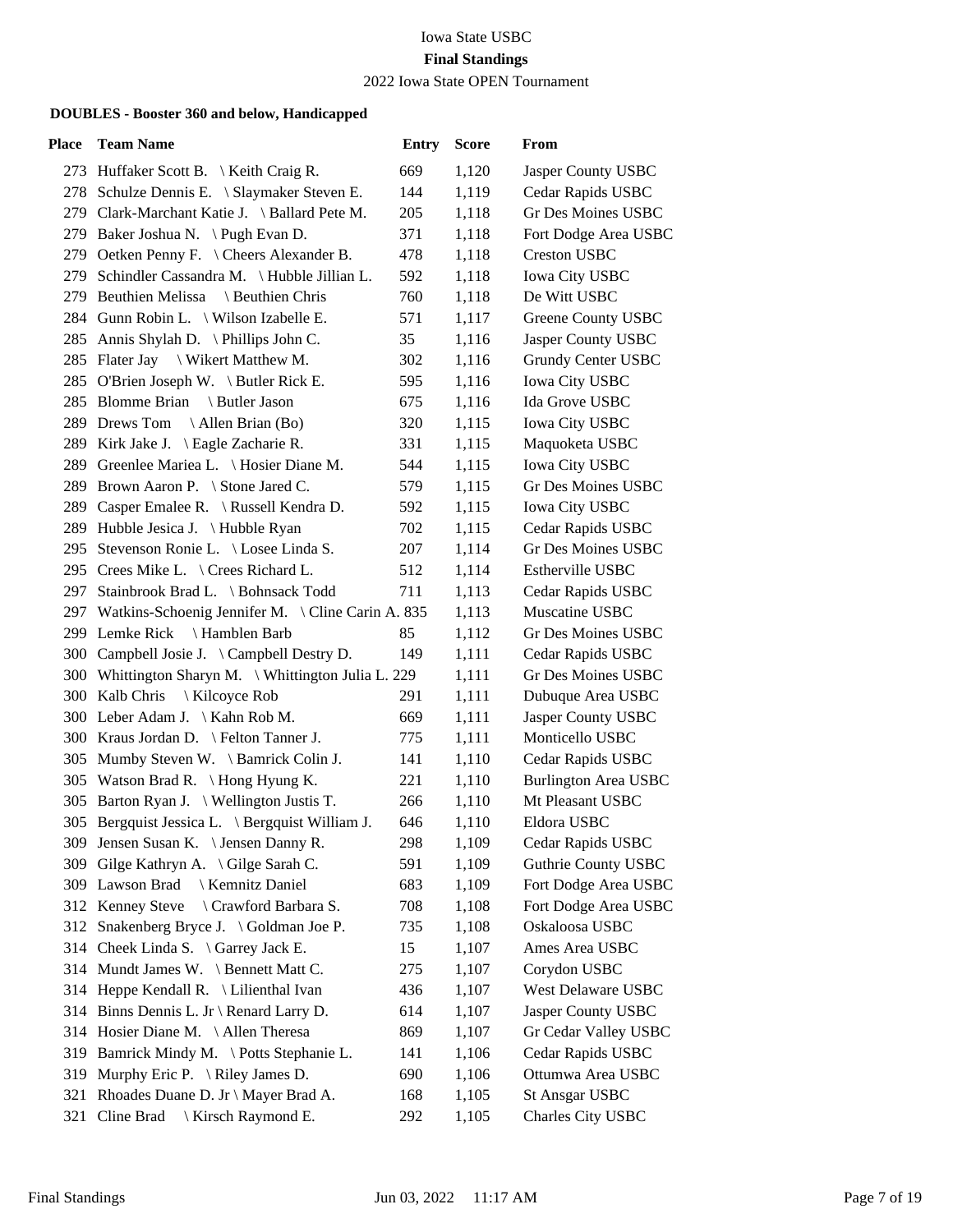Iowa State USBC

**Final Standings**

2022 Iowa State OPEN Tournament

**DOUBLES - Booster 360 and below, Handicapped**

| Place | Team Name | Entry | Score | From |
|---|---|---|---|---|
| 273 | Huffaker Scott B. \ Keith Craig R. | 669 | 1,120 | Jasper County USBC |
| 278 | Schulze Dennis E. \ Slaymaker Steven E. | 144 | 1,119 | Cedar Rapids USBC |
| 279 | Clark-Marchant Katie J. \ Ballard Pete M. | 205 | 1,118 | Gr Des Moines USBC |
| 279 | Baker Joshua N. \ Pugh Evan D. | 371 | 1,118 | Fort Dodge Area USBC |
| 279 | Oetken Penny F. \ Cheers Alexander B. | 478 | 1,118 | Creston USBC |
| 279 | Schindler Cassandra M. \ Hubble Jillian L. | 592 | 1,118 | Iowa City USBC |
| 279 | Beuthien Melissa \ Beuthien Chris | 760 | 1,118 | De Witt USBC |
| 284 | Gunn Robin L. \ Wilson Izabelle E. | 571 | 1,117 | Greene County USBC |
| 285 | Annis Shylah D. \ Phillips John C. | 35 | 1,116 | Jasper County USBC |
| 285 | Flater Jay \ Wikert Matthew M. | 302 | 1,116 | Grundy Center USBC |
| 285 | O'Brien Joseph W. \ Butler Rick E. | 595 | 1,116 | Iowa City USBC |
| 285 | Blomme Brian \ Butler Jason | 675 | 1,116 | Ida Grove USBC |
| 289 | Drews Tom \ Allen Brian (Bo) | 320 | 1,115 | Iowa City USBC |
| 289 | Kirk Jake J. \ Eagle Zacharie R. | 331 | 1,115 | Maquoketa USBC |
| 289 | Greenlee Mariea L. \ Hosier Diane M. | 544 | 1,115 | Iowa City USBC |
| 289 | Brown Aaron P. \ Stone Jared C. | 579 | 1,115 | Gr Des Moines USBC |
| 289 | Casper Emalee R. \ Russell Kendra D. | 592 | 1,115 | Iowa City USBC |
| 289 | Hubble Jesica J. \ Hubble Ryan | 702 | 1,115 | Cedar Rapids USBC |
| 295 | Stevenson Ronie L. \ Losee Linda S. | 207 | 1,114 | Gr Des Moines USBC |
| 295 | Crees Mike L. \ Crees Richard L. | 512 | 1,114 | Estherville USBC |
| 297 | Stainbrook Brad L. \ Bohnsack Todd | 711 | 1,113 | Cedar Rapids USBC |
| 297 | Watkins-Schoenig Jennifer M. \ Cline Carin A. | 835 | 1,113 | Muscatine USBC |
| 299 | Lemke Rick \ Hamblen Barb | 85 | 1,112 | Gr Des Moines USBC |
| 300 | Campbell Josie J. \ Campbell Destry D. | 149 | 1,111 | Cedar Rapids USBC |
| 300 | Whittington Sharyn M. \ Whittington Julia L. | 229 | 1,111 | Gr Des Moines USBC |
| 300 | Kalb Chris \ Kilcoyce Rob | 291 | 1,111 | Dubuque Area USBC |
| 300 | Leber Adam J. \ Kahn Rob M. | 669 | 1,111 | Jasper County USBC |
| 300 | Kraus Jordan D. \ Felton Tanner J. | 775 | 1,111 | Monticello USBC |
| 305 | Mumby Steven W. \ Bamrick Colin J. | 141 | 1,110 | Cedar Rapids USBC |
| 305 | Watson Brad R. \ Hong Hyung K. | 221 | 1,110 | Burlington Area USBC |
| 305 | Barton Ryan J. \ Wellington Justis T. | 266 | 1,110 | Mt Pleasant USBC |
| 305 | Bergquist Jessica L. \ Bergquist William J. | 646 | 1,110 | Eldora USBC |
| 309 | Jensen Susan K. \ Jensen Danny R. | 298 | 1,109 | Cedar Rapids USBC |
| 309 | Gilge Kathryn A. \ Gilge Sarah C. | 591 | 1,109 | Guthrie County USBC |
| 309 | Lawson Brad \ Kemnitz Daniel | 683 | 1,109 | Fort Dodge Area USBC |
| 312 | Kenney Steve \ Crawford Barbara S. | 708 | 1,108 | Fort Dodge Area USBC |
| 312 | Snakenberg Bryce J. \ Goldman Joe P. | 735 | 1,108 | Oskaloosa USBC |
| 314 | Cheek Linda S. \ Garrey Jack E. | 15 | 1,107 | Ames Area USBC |
| 314 | Mundt James W. \ Bennett Matt C. | 275 | 1,107 | Corydon USBC |
| 314 | Heppe Kendall R. \ Lilienthal Ivan | 436 | 1,107 | West Delaware USBC |
| 314 | Binns Dennis L. Jr \ Renard Larry D. | 614 | 1,107 | Jasper County USBC |
| 314 | Hosier Diane M. \ Allen Theresa | 869 | 1,107 | Gr Cedar Valley USBC |
| 319 | Bamrick Mindy M. \ Potts Stephanie L. | 141 | 1,106 | Cedar Rapids USBC |
| 319 | Murphy Eric P. \ Riley James D. | 690 | 1,106 | Ottumwa Area USBC |
| 321 | Rhoades Duane D. Jr \ Mayer Brad A. | 168 | 1,105 | St Ansgar USBC |
| 321 | Cline Brad \ Kirsch Raymond E. | 292 | 1,105 | Charles City USBC |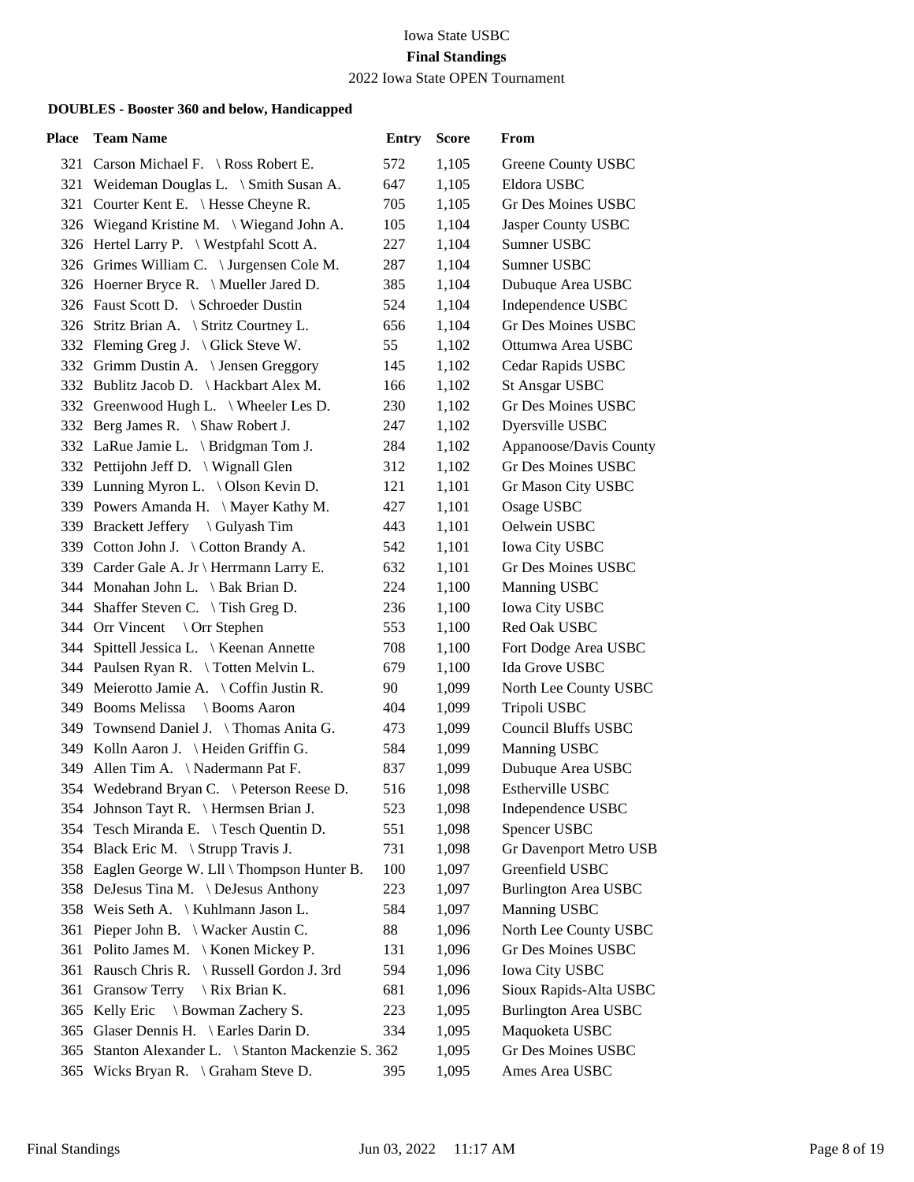Iowa State USBC

**Final Standings**

2022 Iowa State OPEN Tournament

### DOUBLES - Booster 360 and below, Handicapped

| Place | Team Name | Entry | Score | From |
|---|---|---|---|---|
| 321 | Carson Michael F. \ Ross Robert E. | 572 | 1,105 | Greene County USBC |
| 321 | Weideman Douglas L. \ Smith Susan A. | 647 | 1,105 | Eldora USBC |
| 321 | Courter Kent E. \ Hesse Cheyne R. | 705 | 1,105 | Gr Des Moines USBC |
| 326 | Wiegand Kristine M. \ Wiegand John A. | 105 | 1,104 | Jasper County USBC |
| 326 | Hertel Larry P. \ Westpfahl Scott A. | 227 | 1,104 | Sumner USBC |
| 326 | Grimes William C. \ Jurgensen Cole M. | 287 | 1,104 | Sumner USBC |
| 326 | Hoerner Bryce R. \ Mueller Jared D. | 385 | 1,104 | Dubuque Area USBC |
| 326 | Faust Scott D. \ Schroeder Dustin | 524 | 1,104 | Independence USBC |
| 326 | Stritz Brian A. \ Stritz Courtney L. | 656 | 1,104 | Gr Des Moines USBC |
| 332 | Fleming Greg J. \ Glick Steve W. | 55 | 1,102 | Ottumwa Area USBC |
| 332 | Grimm Dustin A. \ Jensen Greggory | 145 | 1,102 | Cedar Rapids USBC |
| 332 | Bublitz Jacob D. \ Hackbart Alex M. | 166 | 1,102 | St Ansgar USBC |
| 332 | Greenwood Hugh L. \ Wheeler Les D. | 230 | 1,102 | Gr Des Moines USBC |
| 332 | Berg James R. \ Shaw Robert J. | 247 | 1,102 | Dyersville USBC |
| 332 | LaRue Jamie L. \ Bridgman Tom J. | 284 | 1,102 | Appanoose/Davis County |
| 332 | Pettijohn Jeff D. \ Wignall Glen | 312 | 1,102 | Gr Des Moines USBC |
| 339 | Lunning Myron L. \ Olson Kevin D. | 121 | 1,101 | Gr Mason City USBC |
| 339 | Powers Amanda H. \ Mayer Kathy M. | 427 | 1,101 | Osage USBC |
| 339 | Brackett Jeffery \ Gulyash Tim | 443 | 1,101 | Oelwein USBC |
| 339 | Cotton John J. \ Cotton Brandy A. | 542 | 1,101 | Iowa City USBC |
| 339 | Carder Gale A. Jr \ Herrmann Larry E. | 632 | 1,101 | Gr Des Moines USBC |
| 344 | Monahan John L. \ Bak Brian D. | 224 | 1,100 | Manning USBC |
| 344 | Shaffer Steven C. \ Tish Greg D. | 236 | 1,100 | Iowa City USBC |
| 344 | Orr Vincent \ Orr Stephen | 553 | 1,100 | Red Oak USBC |
| 344 | Spittell Jessica L. \ Keenan Annette | 708 | 1,100 | Fort Dodge Area USBC |
| 344 | Paulsen Ryan R. \ Totten Melvin L. | 679 | 1,100 | Ida Grove USBC |
| 349 | Meierotto Jamie A. \ Coffin Justin R. | 90 | 1,099 | North Lee County USBC |
| 349 | Booms Melissa \ Booms Aaron | 404 | 1,099 | Tripoli USBC |
| 349 | Townsend Daniel J. \ Thomas Anita G. | 473 | 1,099 | Council Bluffs USBC |
| 349 | Kolln Aaron J. \ Heiden Griffin G. | 584 | 1,099 | Manning USBC |
| 349 | Allen Tim A. \ Nadermann Pat F. | 837 | 1,099 | Dubuque Area USBC |
| 354 | Wedebrand Bryan C. \ Peterson Reese D. | 516 | 1,098 | Estherville USBC |
| 354 | Johnson Tayt R. \ Hermsen Brian J. | 523 | 1,098 | Independence USBC |
| 354 | Tesch Miranda E. \ Tesch Quentin D. | 551 | 1,098 | Spencer USBC |
| 354 | Black Eric M. \ Strupp Travis J. | 731 | 1,098 | Gr Davenport Metro USB |
| 358 | Eaglen George W. Lll \ Thompson Hunter B. | 100 | 1,097 | Greenfield USBC |
| 358 | DeJesus Tina M. \ DeJesus Anthony | 223 | 1,097 | Burlington Area USBC |
| 358 | Weis Seth A. \ Kuhlmann Jason L. | 584 | 1,097 | Manning USBC |
| 361 | Pieper John B. \ Wacker Austin C. | 88 | 1,096 | North Lee County USBC |
| 361 | Polito James M. \ Konen Mickey P. | 131 | 1,096 | Gr Des Moines USBC |
| 361 | Rausch Chris R. \ Russell Gordon J. 3rd | 594 | 1,096 | Iowa City USBC |
| 361 | Gransow Terry \ Rix Brian K. | 681 | 1,096 | Sioux Rapids-Alta USBC |
| 365 | Kelly Eric \ Bowman Zachery S. | 223 | 1,095 | Burlington Area USBC |
| 365 | Glaser Dennis H. \ Earles Darin D. | 334 | 1,095 | Maquoketa USBC |
| 365 | Stanton Alexander L. \ Stanton Mackenzie S. | 362 | 1,095 | Gr Des Moines USBC |
| 365 | Wicks Bryan R. \ Graham Steve D. | 395 | 1,095 | Ames Area USBC |

Final Standings Jun 03, 2022 11:17 AM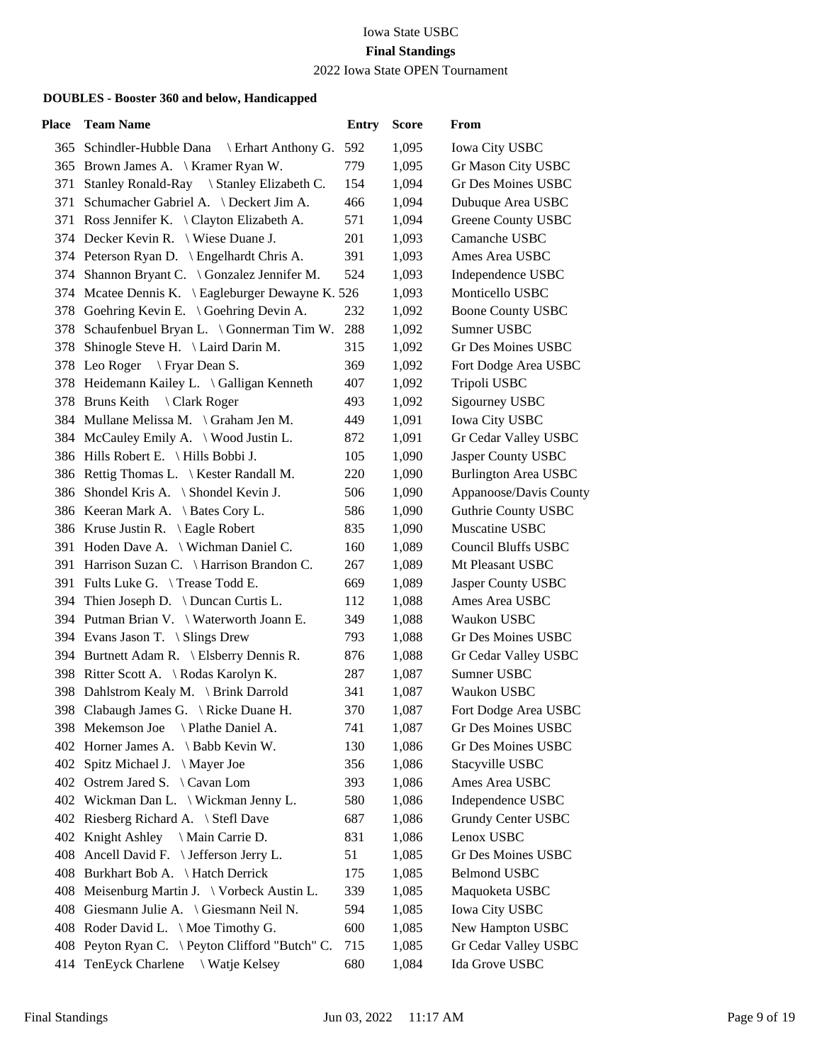Iowa State USBC

**Final Standings**

2022 Iowa State OPEN Tournament

### DOUBLES - Booster 360 and below, Handicapped

| Place | Team Name | Entry | Score | From |
|---|---|---|---|---|
| 365 | Schindler-Hubble Dana \ Erhart Anthony G. | 592 | 1,095 | Iowa City USBC |
| 365 | Brown James A. \ Kramer Ryan W. | 779 | 1,095 | Gr Mason City USBC |
| 371 | Stanley Ronald-Ray \ Stanley Elizabeth C. | 154 | 1,094 | Gr Des Moines USBC |
| 371 | Schumacher Gabriel A. \ Deckert Jim A. | 466 | 1,094 | Dubuque Area USBC |
| 371 | Ross Jennifer K. \ Clayton Elizabeth A. | 571 | 1,094 | Greene County USBC |
| 374 | Decker Kevin R. \ Wiese Duane J. | 201 | 1,093 | Camanche USBC |
| 374 | Peterson Ryan D. \ Engelhardt Chris A. | 391 | 1,093 | Ames Area USBC |
| 374 | Shannon Bryant C. \ Gonzalez Jennifer M. | 524 | 1,093 | Independence USBC |
| 374 | Mcatee Dennis K. \ Eagleburger Dewayne K. | 526 | 1,093 | Monticello USBC |
| 378 | Goehring Kevin E. \ Goehring Devin A. | 232 | 1,092 | Boone County USBC |
| 378 | Schaufenbuel Bryan L. \ Gonnerman Tim W. | 288 | 1,092 | Sumner USBC |
| 378 | Shinogle Steve H. \ Laird Darin M. | 315 | 1,092 | Gr Des Moines USBC |
| 378 | Leo Roger \ Fryar Dean S. | 369 | 1,092 | Fort Dodge Area USBC |
| 378 | Heidemann Kailey L. \ Galligan Kenneth | 407 | 1,092 | Tripoli USBC |
| 378 | Bruns Keith \ Clark Roger | 493 | 1,092 | Sigourney USBC |
| 384 | Mullane Melissa M. \ Graham Jen M. | 449 | 1,091 | Iowa City USBC |
| 384 | McCauley Emily A. \ Wood Justin L. | 872 | 1,091 | Gr Cedar Valley USBC |
| 386 | Hills Robert E. \ Hills Bobbi J. | 105 | 1,090 | Jasper County USBC |
| 386 | Rettig Thomas L. \ Kester Randall M. | 220 | 1,090 | Burlington Area USBC |
| 386 | Shondel Kris A. \ Shondel Kevin J. | 506 | 1,090 | Appanoose/Davis County |
| 386 | Keeran Mark A. \ Bates Cory L. | 586 | 1,090 | Guthrie County USBC |
| 386 | Kruse Justin R. \ Eagle Robert | 835 | 1,090 | Muscatine USBC |
| 391 | Hoden Dave A. \ Wichman Daniel C. | 160 | 1,089 | Council Bluffs USBC |
| 391 | Harrison Suzan C. \ Harrison Brandon C. | 267 | 1,089 | Mt Pleasant USBC |
| 391 | Fults Luke G. \ Trease Todd E. | 669 | 1,089 | Jasper County USBC |
| 394 | Thien Joseph D. \ Duncan Curtis L. | 112 | 1,088 | Ames Area USBC |
| 394 | Putman Brian V. \ Waterworth Joann E. | 349 | 1,088 | Waukon USBC |
| 394 | Evans Jason T. \ Slings Drew | 793 | 1,088 | Gr Des Moines USBC |
| 394 | Burtnett Adam R. \ Elsberry Dennis R. | 876 | 1,088 | Gr Cedar Valley USBC |
| 398 | Ritter Scott A. \ Rodas Karolyn K. | 287 | 1,087 | Sumner USBC |
| 398 | Dahlstrom Kealy M. \ Brink Darrold | 341 | 1,087 | Waukon USBC |
| 398 | Clabaugh James G. \ Ricke Duane H. | 370 | 1,087 | Fort Dodge Area USBC |
| 398 | Mekemson Joe \ Plathe Daniel A. | 741 | 1,087 | Gr Des Moines USBC |
| 402 | Horner James A. \ Babb Kevin W. | 130 | 1,086 | Gr Des Moines USBC |
| 402 | Spitz Michael J. \ Mayer Joe | 356 | 1,086 | Stacyville USBC |
| 402 | Ostrem Jared S. \ Cavan Lom | 393 | 1,086 | Ames Area USBC |
| 402 | Wickman Dan L. \ Wickman Jenny L. | 580 | 1,086 | Independence USBC |
| 402 | Riesberg Richard A. \ Stefl Dave | 687 | 1,086 | Grundy Center USBC |
| 402 | Knight Ashley \ Main Carrie D. | 831 | 1,086 | Lenox USBC |
| 408 | Ancell David F. \ Jefferson Jerry L. | 51 | 1,085 | Gr Des Moines USBC |
| 408 | Burkhart Bob A. \ Hatch Derrick | 175 | 1,085 | Belmond USBC |
| 408 | Meisenburg Martin J. \ Vorbeck Austin L. | 339 | 1,085 | Maquoketa USBC |
| 408 | Giesmann Julie A. \ Giesmann Neil N. | 594 | 1,085 | Iowa City USBC |
| 408 | Roder David L. \ Moe Timothy G. | 600 | 1,085 | New Hampton USBC |
| 408 | Peyton Ryan C. \ Peyton Clifford "Butch" C. | 715 | 1,085 | Gr Cedar Valley USBC |
| 414 | TenEyck Charlene \ Watje Kelsey | 680 | 1,084 | Ida Grove USBC |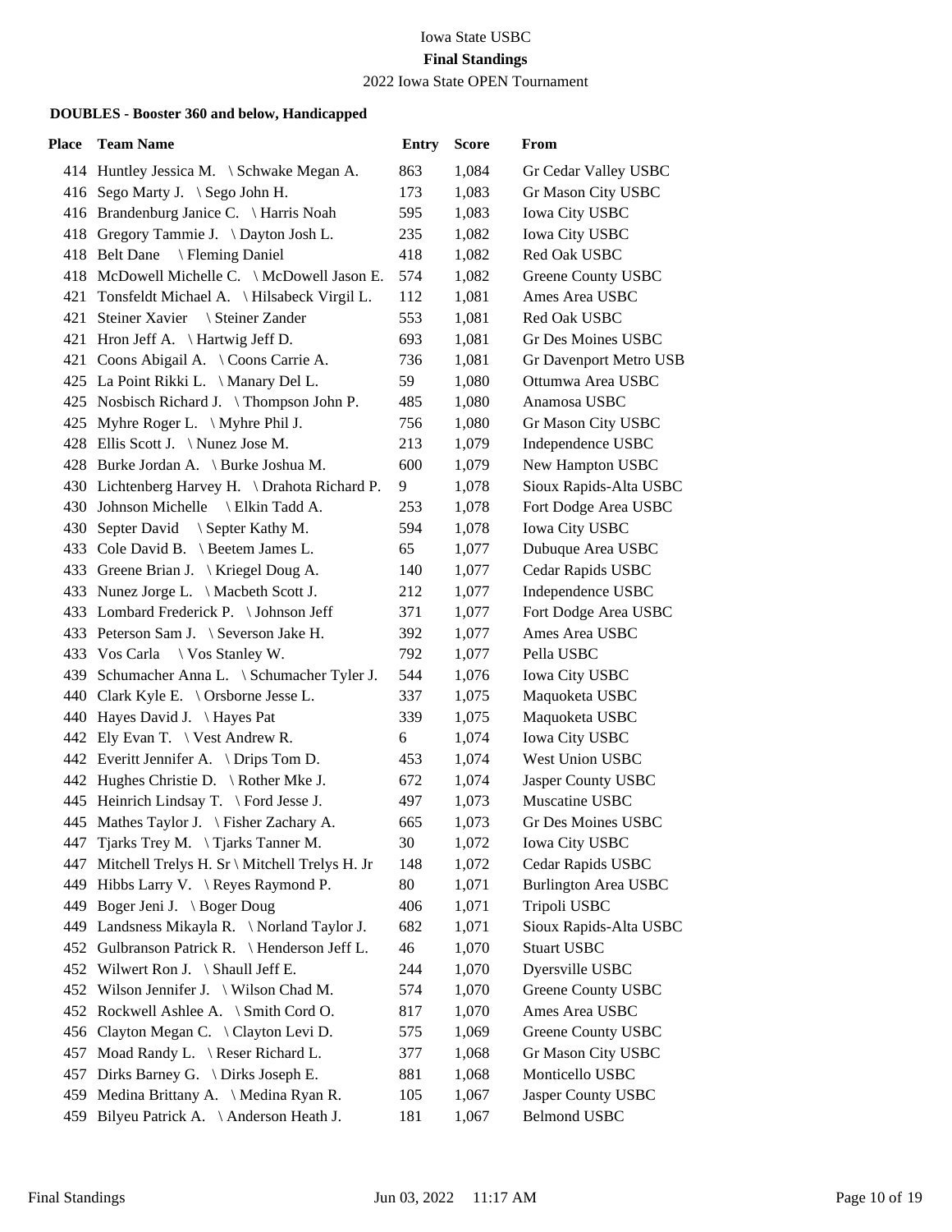Iowa State USBC

**Final Standings**

2022 Iowa State OPEN Tournament

### DOUBLES - Booster 360 and below, Handicapped

| Place | Team Name | Entry | Score | From |
|---|---|---|---|---|
| 414 | Huntley Jessica M. \ Schwake Megan A. | 863 | 1,084 | Gr Cedar Valley USBC |
| 416 | Sego Marty J. \ Sego John H. | 173 | 1,083 | Gr Mason City USBC |
| 416 | Brandenburg Janice C. \ Harris Noah | 595 | 1,083 | Iowa City USBC |
| 418 | Gregory Tammie J. \ Dayton Josh L. | 235 | 1,082 | Iowa City USBC |
| 418 | Belt Dane \ Fleming Daniel | 418 | 1,082 | Red Oak USBC |
| 418 | McDowell Michelle C. \ McDowell Jason E. | 574 | 1,082 | Greene County USBC |
| 421 | Tonsfeldt Michael A. \ Hilsabeck Virgil L. | 112 | 1,081 | Ames Area USBC |
| 421 | Steiner Xavier \ Steiner Zander | 553 | 1,081 | Red Oak USBC |
| 421 | Hron Jeff A. \ Hartwig Jeff D. | 693 | 1,081 | Gr Des Moines USBC |
| 421 | Coons Abigail A. \ Coons Carrie A. | 736 | 1,081 | Gr Davenport Metro USB |
| 425 | La Point Rikki L. \ Manary Del L. | 59 | 1,080 | Ottumwa Area USBC |
| 425 | Nosbisch Richard J. \ Thompson John P. | 485 | 1,080 | Anamosa USBC |
| 425 | Myhre Roger L. \ Myhre Phil J. | 756 | 1,080 | Gr Mason City USBC |
| 428 | Ellis Scott J. \ Nunez Jose M. | 213 | 1,079 | Independence USBC |
| 428 | Burke Jordan A. \ Burke Joshua M. | 600 | 1,079 | New Hampton USBC |
| 430 | Lichtenberg Harvey H. \ Drahota Richard P. | 9 | 1,078 | Sioux Rapids-Alta USBC |
| 430 | Johnson Michelle \ Elkin Tadd A. | 253 | 1,078 | Fort Dodge Area USBC |
| 430 | Septer David \ Septer Kathy M. | 594 | 1,078 | Iowa City USBC |
| 433 | Cole David B. \ Beetem James L. | 65 | 1,077 | Dubuque Area USBC |
| 433 | Greene Brian J. \ Kriegel Doug A. | 140 | 1,077 | Cedar Rapids USBC |
| 433 | Nunez Jorge L. \ Macbeth Scott J. | 212 | 1,077 | Independence USBC |
| 433 | Lombard Frederick P. \ Johnson Jeff | 371 | 1,077 | Fort Dodge Area USBC |
| 433 | Peterson Sam J. \ Severson Jake H. | 392 | 1,077 | Ames Area USBC |
| 433 | Vos Carla \ Vos Stanley W. | 792 | 1,077 | Pella USBC |
| 439 | Schumacher Anna L. \ Schumacher Tyler J. | 544 | 1,076 | Iowa City USBC |
| 440 | Clark Kyle E. \ Orsborne Jesse L. | 337 | 1,075 | Maquoketa USBC |
| 440 | Hayes David J. \ Hayes Pat | 339 | 1,075 | Maquoketa USBC |
| 442 | Ely Evan T. \ Vest Andrew R. | 6 | 1,074 | Iowa City USBC |
| 442 | Everitt Jennifer A. \ Drips Tom D. | 453 | 1,074 | West Union USBC |
| 442 | Hughes Christie D. \ Rother Mke J. | 672 | 1,074 | Jasper County USBC |
| 445 | Heinrich Lindsay T. \ Ford Jesse J. | 497 | 1,073 | Muscatine USBC |
| 445 | Mathes Taylor J. \ Fisher Zachary A. | 665 | 1,073 | Gr Des Moines USBC |
| 447 | Tjarks Trey M. \ Tjarks Tanner M. | 30 | 1,072 | Iowa City USBC |
| 447 | Mitchell Trelys H. Sr \ Mitchell Trelys H. Jr | 148 | 1,072 | Cedar Rapids USBC |
| 449 | Hibbs Larry V. \ Reyes Raymond P. | 80 | 1,071 | Burlington Area USBC |
| 449 | Boger Jeni J. \ Boger Doug | 406 | 1,071 | Tripoli USBC |
| 449 | Landsness Mikayla R. \ Norland Taylor J. | 682 | 1,071 | Sioux Rapids-Alta USBC |
| 452 | Gulbranson Patrick R. \ Henderson Jeff L. | 46 | 1,070 | Stuart USBC |
| 452 | Wilwert Ron J. \ Shaull Jeff E. | 244 | 1,070 | Dyersville USBC |
| 452 | Wilson Jennifer J. \ Wilson Chad M. | 574 | 1,070 | Greene County USBC |
| 452 | Rockwell Ashlee A. \ Smith Cord O. | 817 | 1,070 | Ames Area USBC |
| 456 | Clayton Megan C. \ Clayton Levi D. | 575 | 1,069 | Greene County USBC |
| 457 | Moad Randy L. \ Reser Richard L. | 377 | 1,068 | Gr Mason City USBC |
| 457 | Dirks Barney G. \ Dirks Joseph E. | 881 | 1,068 | Monticello USBC |
| 459 | Medina Brittany A. \ Medina Ryan R. | 105 | 1,067 | Jasper County USBC |
| 459 | Bilyeu Patrick A. \ Anderson Heath J. | 181 | 1,067 | Belmond USBC |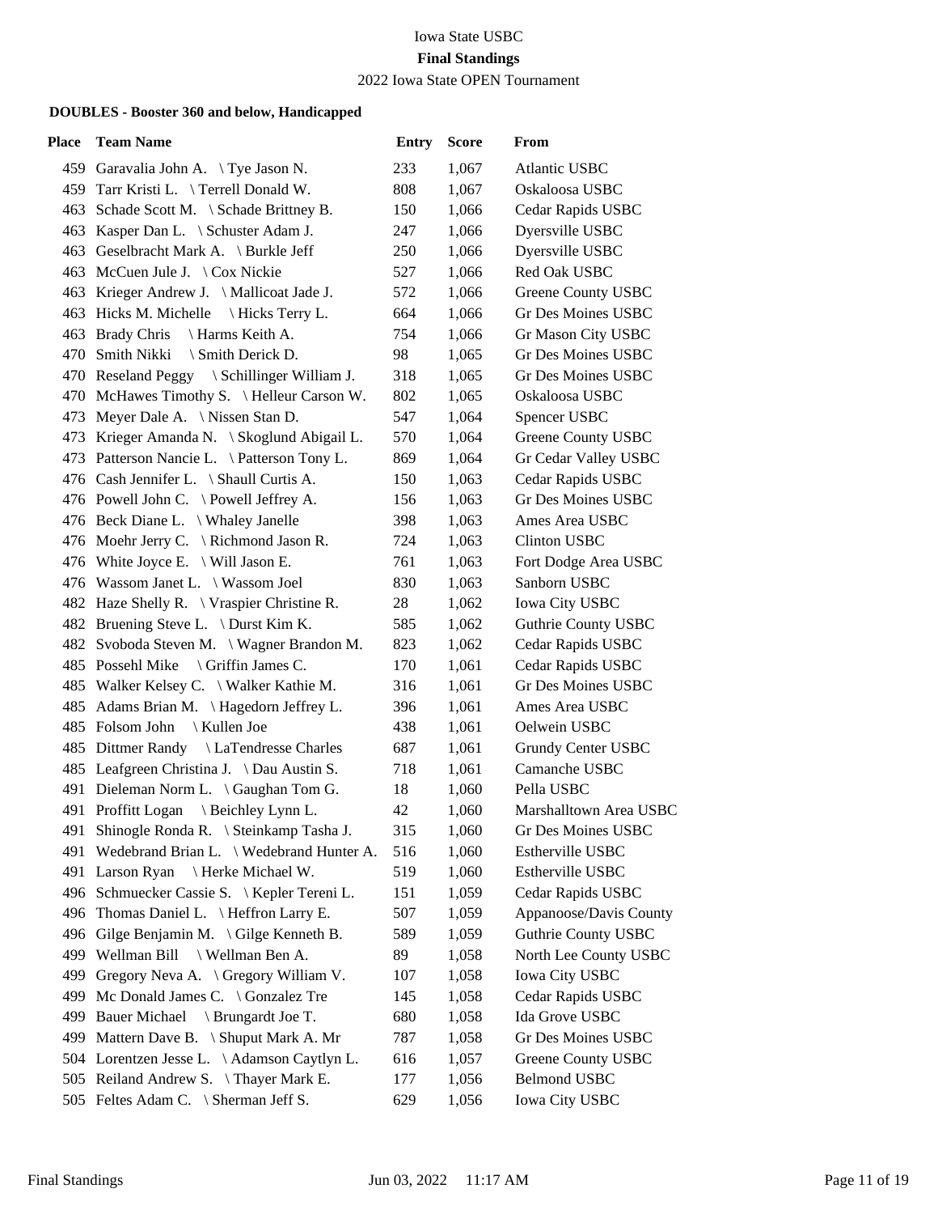Iowa State USBC

**Final Standings**

2022 Iowa State OPEN Tournament

### DOUBLES - Booster 360 and below, Handicapped

| Place | Team Name | Entry | Score | From |
|---|---|---|---|---|
| 459 | Garavalia John A. \ Tye Jason N. | 233 | 1,067 | Atlantic USBC |
| 459 | Tarr Kristi L. \ Terrell Donald W. | 808 | 1,067 | Oskaloosa USBC |
| 463 | Schade Scott M. \ Schade Brittney B. | 150 | 1,066 | Cedar Rapids USBC |
| 463 | Kasper Dan L. \ Schuster Adam J. | 247 | 1,066 | Dyersville USBC |
| 463 | Geselbracht Mark A. \ Burkle Jeff | 250 | 1,066 | Dyersville USBC |
| 463 | McCuen Jule J. \ Cox Nickie | 527 | 1,066 | Red Oak USBC |
| 463 | Krieger Andrew J. \ Mallicoat Jade J. | 572 | 1,066 | Greene County USBC |
| 463 | Hicks M. Michelle \ Hicks Terry L. | 664 | 1,066 | Gr Des Moines USBC |
| 463 | Brady Chris \ Harms Keith A. | 754 | 1,066 | Gr Mason City USBC |
| 470 | Smith Nikki \ Smith Derick D. | 98 | 1,065 | Gr Des Moines USBC |
| 470 | Reseland Peggy \ Schillinger William J. | 318 | 1,065 | Gr Des Moines USBC |
| 470 | McHawes Timothy S. \ Helleur Carson W. | 802 | 1,065 | Oskaloosa USBC |
| 473 | Meyer Dale A. \ Nissen Stan D. | 547 | 1,064 | Spencer USBC |
| 473 | Krieger Amanda N. \ Skoglund Abigail L. | 570 | 1,064 | Greene County USBC |
| 473 | Patterson Nancie L. \ Patterson Tony L. | 869 | 1,064 | Gr Cedar Valley USBC |
| 476 | Cash Jennifer L. \ Shaull Curtis A. | 150 | 1,063 | Cedar Rapids USBC |
| 476 | Powell John C. \ Powell Jeffrey A. | 156 | 1,063 | Gr Des Moines USBC |
| 476 | Beck Diane L. \ Whaley Janelle | 398 | 1,063 | Ames Area USBC |
| 476 | Moehr Jerry C. \ Richmond Jason R. | 724 | 1,063 | Clinton USBC |
| 476 | White Joyce E. \ Will Jason E. | 761 | 1,063 | Fort Dodge Area USBC |
| 476 | Wassom Janet L. \ Wassom Joel | 830 | 1,063 | Sanborn USBC |
| 482 | Haze Shelly R. \ Vraspier Christine R. | 28 | 1,062 | Iowa City USBC |
| 482 | Bruening Steve L. \ Durst Kim K. | 585 | 1,062 | Guthrie County USBC |
| 482 | Svoboda Steven M. \ Wagner Brandon M. | 823 | 1,062 | Cedar Rapids USBC |
| 485 | Possehl Mike \ Griffin James C. | 170 | 1,061 | Cedar Rapids USBC |
| 485 | Walker Kelsey C. \ Walker Kathie M. | 316 | 1,061 | Gr Des Moines USBC |
| 485 | Adams Brian M. \ Hagedorn Jeffrey L. | 396 | 1,061 | Ames Area USBC |
| 485 | Folsom John \ Kullen Joe | 438 | 1,061 | Oelwein USBC |
| 485 | Dittmer Randy \ LaTendresse Charles | 687 | 1,061 | Grundy Center USBC |
| 485 | Leafgreen Christina J. \ Dau Austin S. | 718 | 1,061 | Camanche USBC |
| 491 | Dieleman Norm L. \ Gaughan Tom G. | 18 | 1,060 | Pella USBC |
| 491 | Proffitt Logan \ Beichley Lynn L. | 42 | 1,060 | Marshalltown Area USBC |
| 491 | Shinogle Ronda R. \ Steinkamp Tasha J. | 315 | 1,060 | Gr Des Moines USBC |
| 491 | Wedebrand Brian L. \ Wedebrand Hunter A. | 516 | 1,060 | Estherville USBC |
| 491 | Larson Ryan \ Herke Michael W. | 519 | 1,060 | Estherville USBC |
| 496 | Schmuecker Cassie S. \ Kepler Tereni L. | 151 | 1,059 | Cedar Rapids USBC |
| 496 | Thomas Daniel L. \ Heffron Larry E. | 507 | 1,059 | Appanoose/Davis County |
| 496 | Gilge Benjamin M. \ Gilge Kenneth B. | 589 | 1,059 | Guthrie County USBC |
| 499 | Wellman Bill \ Wellman Ben A. | 89 | 1,058 | North Lee County USBC |
| 499 | Gregory Neva A. \ Gregory William V. | 107 | 1,058 | Iowa City USBC |
| 499 | Mc Donald James C. \ Gonzalez Tre | 145 | 1,058 | Cedar Rapids USBC |
| 499 | Bauer Michael \ Brungardt Joe T. | 680 | 1,058 | Ida Grove USBC |
| 499 | Mattern Dave B. \ Shuput Mark A. Mr | 787 | 1,058 | Gr Des Moines USBC |
| 504 | Lorentzen Jesse L. \ Adamson Caytlyn L. | 616 | 1,057 | Greene County USBC |
| 505 | Reiland Andrew S. \ Thayer Mark E. | 177 | 1,056 | Belmond USBC |
| 505 | Feltes Adam C. \ Sherman Jeff S. | 629 | 1,056 | Iowa City USBC |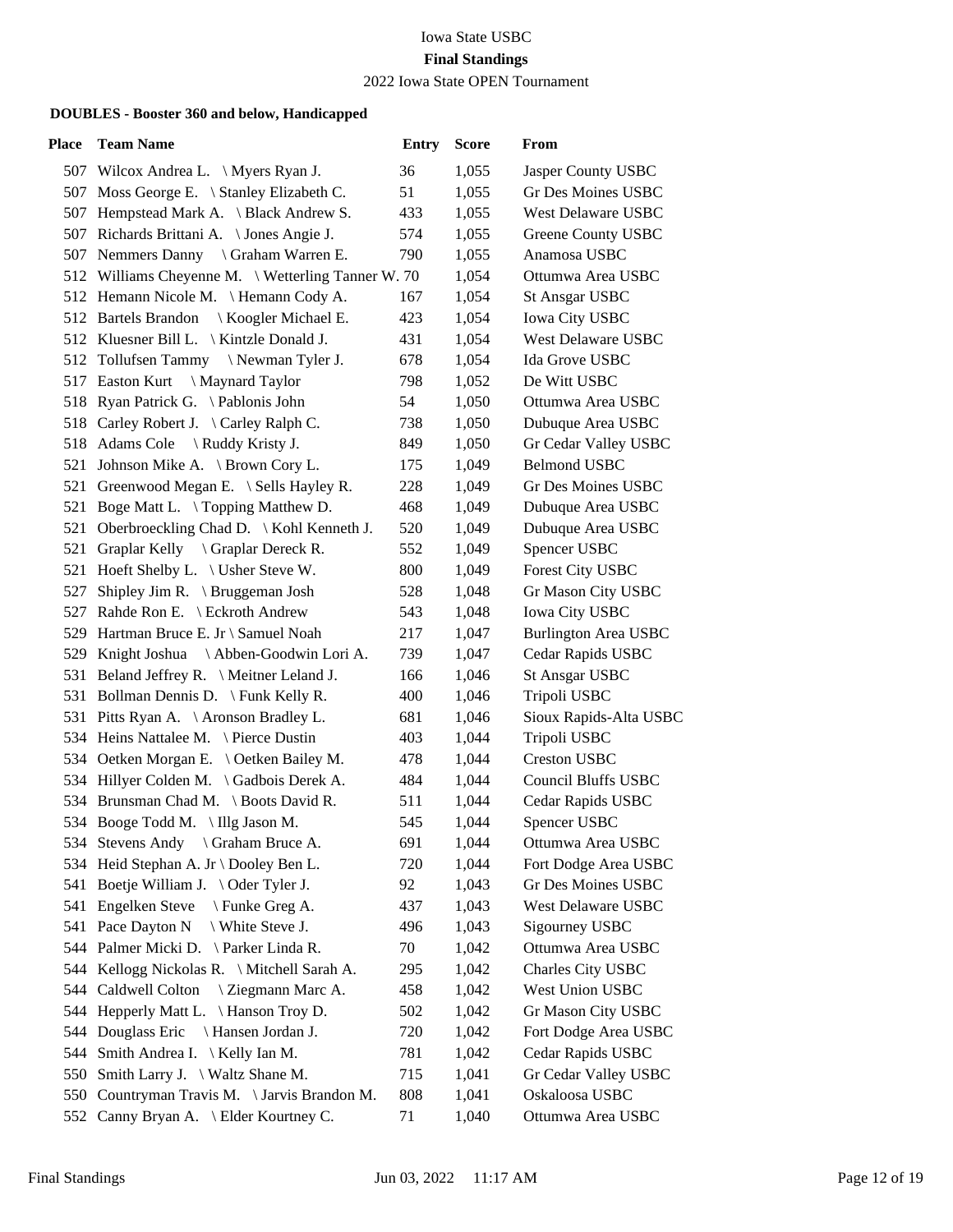Iowa State USBC

**Final Standings**

2022 Iowa State OPEN Tournament

**DOUBLES - Booster 360 and below, Handicapped**

| Place | Team Name | Entry | Score | From |
|---|---|---|---|---|
| 507 | Wilcox Andrea L. \ Myers Ryan J. | 36 | 1,055 | Jasper County USBC |
| 507 | Moss George E. \ Stanley Elizabeth C. | 51 | 1,055 | Gr Des Moines USBC |
| 507 | Hempstead Mark A. \ Black Andrew S. | 433 | 1,055 | West Delaware USBC |
| 507 | Richards Brittani A. \ Jones Angie J. | 574 | 1,055 | Greene County USBC |
| 507 | Nemmers Danny \ Graham Warren E. | 790 | 1,055 | Anamosa USBC |
| 512 | Williams Cheyenne M. \ Wetterling Tanner W. | 70 | 1,054 | Ottumwa Area USBC |
| 512 | Hemann Nicole M. \ Hemann Cody A. | 167 | 1,054 | St Ansgar USBC |
| 512 | Bartels Brandon \ Koogler Michael E. | 423 | 1,054 | Iowa City USBC |
| 512 | Kluesner Bill L. \ Kintzle Donald J. | 431 | 1,054 | West Delaware USBC |
| 512 | Tollufsen Tammy \ Newman Tyler J. | 678 | 1,054 | Ida Grove USBC |
| 517 | Easton Kurt \ Maynard Taylor | 798 | 1,052 | De Witt USBC |
| 518 | Ryan Patrick G. \ Pablonis John | 54 | 1,050 | Ottumwa Area USBC |
| 518 | Carley Robert J. \ Carley Ralph C. | 738 | 1,050 | Dubuque Area USBC |
| 518 | Adams Cole \ Ruddy Kristy J. | 849 | 1,050 | Gr Cedar Valley USBC |
| 521 | Johnson Mike A. \ Brown Cory L. | 175 | 1,049 | Belmond USBC |
| 521 | Greenwood Megan E. \ Sells Hayley R. | 228 | 1,049 | Gr Des Moines USBC |
| 521 | Boge Matt L. \ Topping Matthew D. | 468 | 1,049 | Dubuque Area USBC |
| 521 | Oberbroeckling Chad D. \ Kohl Kenneth J. | 520 | 1,049 | Dubuque Area USBC |
| 521 | Graplar Kelly \ Graplar Dereck R. | 552 | 1,049 | Spencer USBC |
| 521 | Hoeft Shelby L. \ Usher Steve W. | 800 | 1,049 | Forest City USBC |
| 527 | Shipley Jim R. \ Bruggeman Josh | 528 | 1,048 | Gr Mason City USBC |
| 527 | Rahde Ron E. \ Eckroth Andrew | 543 | 1,048 | Iowa City USBC |
| 529 | Hartman Bruce E. Jr \ Samuel Noah | 217 | 1,047 | Burlington Area USBC |
| 529 | Knight Joshua \ Abben-Goodwin Lori A. | 739 | 1,047 | Cedar Rapids USBC |
| 531 | Beland Jeffrey R. \ Meitner Leland J. | 166 | 1,046 | St Ansgar USBC |
| 531 | Bollman Dennis D. \ Funk Kelly R. | 400 | 1,046 | Tripoli USBC |
| 531 | Pitts Ryan A. \ Aronson Bradley L. | 681 | 1,046 | Sioux Rapids-Alta USBC |
| 534 | Heins Nattalee M. \ Pierce Dustin | 403 | 1,044 | Tripoli USBC |
| 534 | Oetken Morgan E. \ Oetken Bailey M. | 478 | 1,044 | Creston USBC |
| 534 | Hillyer Colden M. \ Gadbois Derek A. | 484 | 1,044 | Council Bluffs USBC |
| 534 | Brunsman Chad M. \ Boots David R. | 511 | 1,044 | Cedar Rapids USBC |
| 534 | Booge Todd M. \ Illg Jason M. | 545 | 1,044 | Spencer USBC |
| 534 | Stevens Andy \ Graham Bruce A. | 691 | 1,044 | Ottumwa Area USBC |
| 534 | Heid Stephan A. Jr \ Dooley Ben L. | 720 | 1,044 | Fort Dodge Area USBC |
| 541 | Boetje William J. \ Oder Tyler J. | 92 | 1,043 | Gr Des Moines USBC |
| 541 | Engelken Steve \ Funke Greg A. | 437 | 1,043 | West Delaware USBC |
| 541 | Pace Dayton N \ White Steve J. | 496 | 1,043 | Sigourney USBC |
| 544 | Palmer Micki D. \ Parker Linda R. | 70 | 1,042 | Ottumwa Area USBC |
| 544 | Kellogg Nickolas R. \ Mitchell Sarah A. | 295 | 1,042 | Charles City USBC |
| 544 | Caldwell Colton \ Ziegmann Marc A. | 458 | 1,042 | West Union USBC |
| 544 | Hepperly Matt L. \ Hanson Troy D. | 502 | 1,042 | Gr Mason City USBC |
| 544 | Douglass Eric \ Hansen Jordan J. | 720 | 1,042 | Fort Dodge Area USBC |
| 544 | Smith Andrea I. \ Kelly Ian M. | 781 | 1,042 | Cedar Rapids USBC |
| 550 | Smith Larry J. \ Waltz Shane M. | 715 | 1,041 | Gr Cedar Valley USBC |
| 550 | Countryman Travis M. \ Jarvis Brandon M. | 808 | 1,041 | Oskaloosa USBC |
| 552 | Canny Bryan A. \ Elder Kourtney C. | 71 | 1,040 | Ottumwa Area USBC |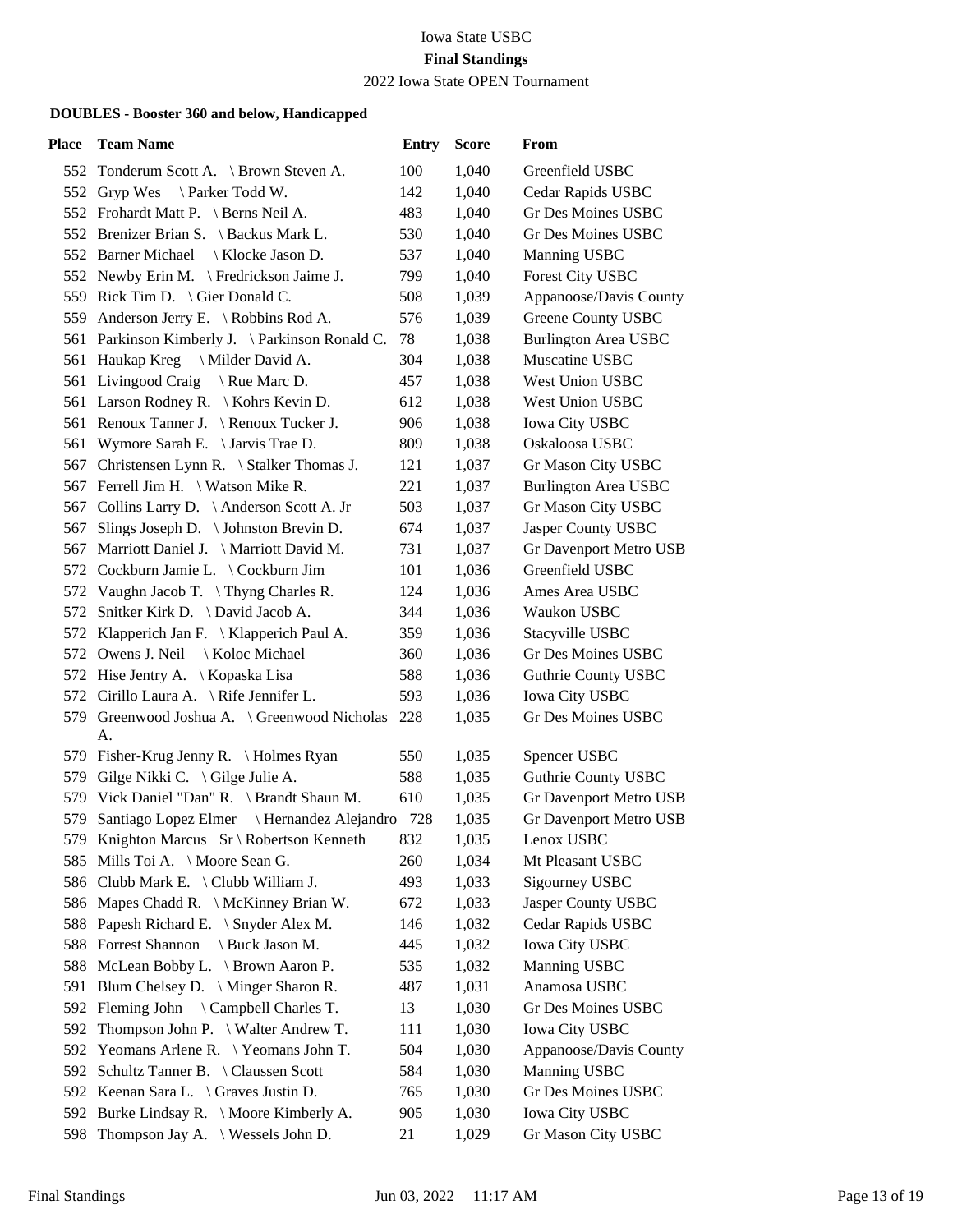Iowa State USBC

**Final Standings**

2022 Iowa State OPEN Tournament

### DOUBLES - Booster 360 and below, Handicapped

| Place | Team Name | Entry | Score | From |
|---|---|---|---|---|
| 552 | Tonderum Scott A. \ Brown Steven A. | 100 | 1,040 | Greenfield USBC |
| 552 | Gryp Wes \ Parker Todd W. | 142 | 1,040 | Cedar Rapids USBC |
| 552 | Frohardt Matt P. \ Berns Neil A. | 483 | 1,040 | Gr Des Moines USBC |
| 552 | Brenizer Brian S. \ Backus Mark L. | 530 | 1,040 | Gr Des Moines USBC |
| 552 | Barner Michael \ Klocke Jason D. | 537 | 1,040 | Manning USBC |
| 552 | Newby Erin M. \ Fredrickson Jaime J. | 799 | 1,040 | Forest City USBC |
| 559 | Rick Tim D. \ Gier Donald C. | 508 | 1,039 | Appanoose/Davis County |
| 559 | Anderson Jerry E. \ Robbins Rod A. | 576 | 1,039 | Greene County USBC |
| 561 | Parkinson Kimberly J. \ Parkinson Ronald C. | 78 | 1,038 | Burlington Area USBC |
| 561 | Haukap Kreg \ Milder David A. | 304 | 1,038 | Muscatine USBC |
| 561 | Livingood Craig \ Rue Marc D. | 457 | 1,038 | West Union USBC |
| 561 | Larson Rodney R. \ Kohrs Kevin D. | 612 | 1,038 | West Union USBC |
| 561 | Renoux Tanner J. \ Renoux Tucker J. | 906 | 1,038 | Iowa City USBC |
| 561 | Wymore Sarah E. \ Jarvis Trae D. | 809 | 1,038 | Oskaloosa USBC |
| 567 | Christensen Lynn R. \ Stalker Thomas J. | 121 | 1,037 | Gr Mason City USBC |
| 567 | Ferrell Jim H. \ Watson Mike R. | 221 | 1,037 | Burlington Area USBC |
| 567 | Collins Larry D. \ Anderson Scott A. Jr | 503 | 1,037 | Gr Mason City USBC |
| 567 | Slings Joseph D. \ Johnston Brevin D. | 674 | 1,037 | Jasper County USBC |
| 567 | Marriott Daniel J. \ Marriott David M. | 731 | 1,037 | Gr Davenport Metro USB |
| 572 | Cockburn Jamie L. \ Cockburn Jim | 101 | 1,036 | Greenfield USBC |
| 572 | Vaughn Jacob T. \ Thyng Charles R. | 124 | 1,036 | Ames Area USBC |
| 572 | Snitker Kirk D. \ David Jacob A. | 344 | 1,036 | Waukon USBC |
| 572 | Klapperich Jan F. \ Klapperich Paul A. | 359 | 1,036 | Stacyville USBC |
| 572 | Owens J. Neil \ Koloc Michael | 360 | 1,036 | Gr Des Moines USBC |
| 572 | Hise Jentry A. \ Kopaska Lisa | 588 | 1,036 | Guthrie County USBC |
| 572 | Cirillo Laura A. \ Rife Jennifer L. | 593 | 1,036 | Iowa City USBC |
| 579 | Greenwood Joshua A. \ Greenwood Nicholas A. | 228 | 1,035 | Gr Des Moines USBC |
| 579 | Fisher-Krug Jenny R. \ Holmes Ryan | 550 | 1,035 | Spencer USBC |
| 579 | Gilge Nikki C. \ Gilge Julie A. | 588 | 1,035 | Guthrie County USBC |
| 579 | Vick Daniel "Dan" R. \ Brandt Shaun M. | 610 | 1,035 | Gr Davenport Metro USB |
| 579 | Santiago Lopez Elmer \ Hernandez Alejandro | 728 | 1,035 | Gr Davenport Metro USB |
| 579 | Knighton Marcus Sr \ Robertson Kenneth | 832 | 1,035 | Lenox USBC |
| 585 | Mills Toi A. \ Moore Sean G. | 260 | 1,034 | Mt Pleasant USBC |
| 586 | Clubb Mark E. \ Clubb William J. | 493 | 1,033 | Sigourney USBC |
| 586 | Mapes Chadd R. \ McKinney Brian W. | 672 | 1,033 | Jasper County USBC |
| 588 | Papesh Richard E. \ Snyder Alex M. | 146 | 1,032 | Cedar Rapids USBC |
| 588 | Forrest Shannon \ Buck Jason M. | 445 | 1,032 | Iowa City USBC |
| 588 | McLean Bobby L. \ Brown Aaron P. | 535 | 1,032 | Manning USBC |
| 591 | Blum Chelsey D. \ Minger Sharon R. | 487 | 1,031 | Anamosa USBC |
| 592 | Fleming John \ Campbell Charles T. | 13 | 1,030 | Gr Des Moines USBC |
| 592 | Thompson John P. \ Walter Andrew T. | 111 | 1,030 | Iowa City USBC |
| 592 | Yeomans Arlene R. \ Yeomans John T. | 504 | 1,030 | Appanoose/Davis County |
| 592 | Schultz Tanner B. \ Claussen Scott | 584 | 1,030 | Manning USBC |
| 592 | Keenan Sara L. \ Graves Justin D. | 765 | 1,030 | Gr Des Moines USBC |
| 592 | Burke Lindsay R. \ Moore Kimberly A. | 905 | 1,030 | Iowa City USBC |
| 598 | Thompson Jay A. \ Wessels John D. | 21 | 1,029 | Gr Mason City USBC |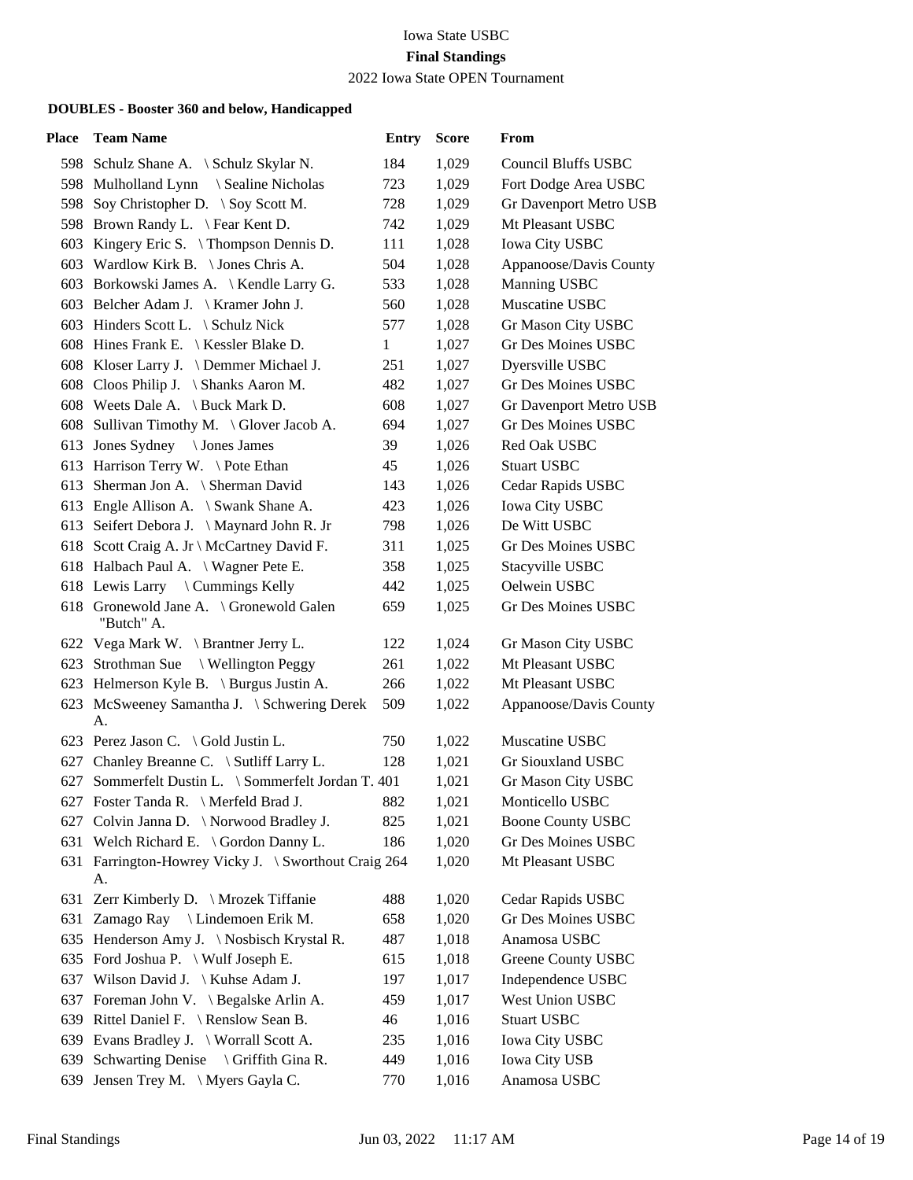Iowa State USBC

**Final Standings**

2022 Iowa State OPEN Tournament

#### DOUBLES - Booster 360 and below, Handicapped

| Place | Team Name | Entry | Score | From |
|---|---|---|---|---|
| 598 | Schulz Shane A. \ Schulz Skylar N. | 184 | 1,029 | Council Bluffs USBC |
| 598 | Mulholland Lynn \ Sealine Nicholas | 723 | 1,029 | Fort Dodge Area USBC |
| 598 | Soy Christopher D. \ Soy Scott M. | 728 | 1,029 | Gr Davenport Metro USB |
| 598 | Brown Randy L. \ Fear Kent D. | 742 | 1,029 | Mt Pleasant USBC |
| 603 | Kingery Eric S. \ Thompson Dennis D. | 111 | 1,028 | Iowa City USBC |
| 603 | Wardlow Kirk B. \ Jones Chris A. | 504 | 1,028 | Appanoose/Davis County |
| 603 | Borkowski James A. \ Kendle Larry G. | 533 | 1,028 | Manning USBC |
| 603 | Belcher Adam J. \ Kramer John J. | 560 | 1,028 | Muscatine USBC |
| 603 | Hinders Scott L. \ Schulz Nick | 577 | 1,028 | Gr Mason City USBC |
| 608 | Hines Frank E. \ Kessler Blake D. | 1 | 1,027 | Gr Des Moines USBC |
| 608 | Kloser Larry J. \ Demmer Michael J. | 251 | 1,027 | Dyersville USBC |
| 608 | Cloos Philip J. \ Shanks Aaron M. | 482 | 1,027 | Gr Des Moines USBC |
| 608 | Weets Dale A. \ Buck Mark D. | 608 | 1,027 | Gr Davenport Metro USB |
| 608 | Sullivan Timothy M. \ Glover Jacob A. | 694 | 1,027 | Gr Des Moines USBC |
| 613 | Jones Sydney \ Jones James | 39 | 1,026 | Red Oak USBC |
| 613 | Harrison Terry W. \ Pote Ethan | 45 | 1,026 | Stuart USBC |
| 613 | Sherman Jon A. \ Sherman David | 143 | 1,026 | Cedar Rapids USBC |
| 613 | Engle Allison A. \ Swank Shane A. | 423 | 1,026 | Iowa City USBC |
| 613 | Seifert Debora J. \ Maynard John R. Jr | 798 | 1,026 | De Witt USBC |
| 618 | Scott Craig A. Jr \ McCartney David F. | 311 | 1,025 | Gr Des Moines USBC |
| 618 | Halbach Paul A. \ Wagner Pete E. | 358 | 1,025 | Stacyville USBC |
| 618 | Lewis Larry \ Cummings Kelly | 442 | 1,025 | Oelwein USBC |
| 618 | Gronewold Jane A. \ Gronewold Galen "Butch" A. | 659 | 1,025 | Gr Des Moines USBC |
| 622 | Vega Mark W. \ Brantner Jerry L. | 122 | 1,024 | Gr Mason City USBC |
| 623 | Strothman Sue \ Wellington Peggy | 261 | 1,022 | Mt Pleasant USBC |
| 623 | Helmerson Kyle B. \ Burgus Justin A. | 266 | 1,022 | Mt Pleasant USBC |
| 623 | McSweeney Samantha J. \ Schwering Derek A. | 509 | 1,022 | Appanoose/Davis County |
| 623 | Perez Jason C. \ Gold Justin L. | 750 | 1,022 | Muscatine USBC |
| 627 | Chanley Breanne C. \ Sutliff Larry L. | 128 | 1,021 | Gr Siouxland USBC |
| 627 | Sommerfelt Dustin L. \ Sommerfelt Jordan T. | 401 | 1,021 | Gr Mason City USBC |
| 627 | Foster Tanda R. \ Merfeld Brad J. | 882 | 1,021 | Monticello USBC |
| 627 | Colvin Janna D. \ Norwood Bradley J. | 825 | 1,021 | Boone County USBC |
| 631 | Welch Richard E. \ Gordon Danny L. | 186 | 1,020 | Gr Des Moines USBC |
| 631 | Farrington-Howrey Vicky J. \ Sworthout Craig A. | 264 | 1,020 | Mt Pleasant USBC |
| 631 | Zerr Kimberly D. \ Mrozek Tiffanie | 488 | 1,020 | Cedar Rapids USBC |
| 631 | Zamago Ray \ Lindemoen Erik M. | 658 | 1,020 | Gr Des Moines USBC |
| 635 | Henderson Amy J. \ Nosbisch Krystal R. | 487 | 1,018 | Anamosa USBC |
| 635 | Ford Joshua P. \ Wulf Joseph E. | 615 | 1,018 | Greene County USBC |
| 637 | Wilson David J. \ Kuhse Adam J. | 197 | 1,017 | Independence USBC |
| 637 | Foreman John V. \ Begalske Arlin A. | 459 | 1,017 | West Union USBC |
| 639 | Rittel Daniel F. \ Renslow Sean B. | 46 | 1,016 | Stuart USBC |
| 639 | Evans Bradley J. \ Worrall Scott A. | 235 | 1,016 | Iowa City USBC |
| 639 | Schwarting Denise \ Griffith Gina R. | 449 | 1,016 | Iowa City USB |
| 639 | Jensen Trey M. \ Myers Gayla C. | 770 | 1,016 | Anamosa USBC |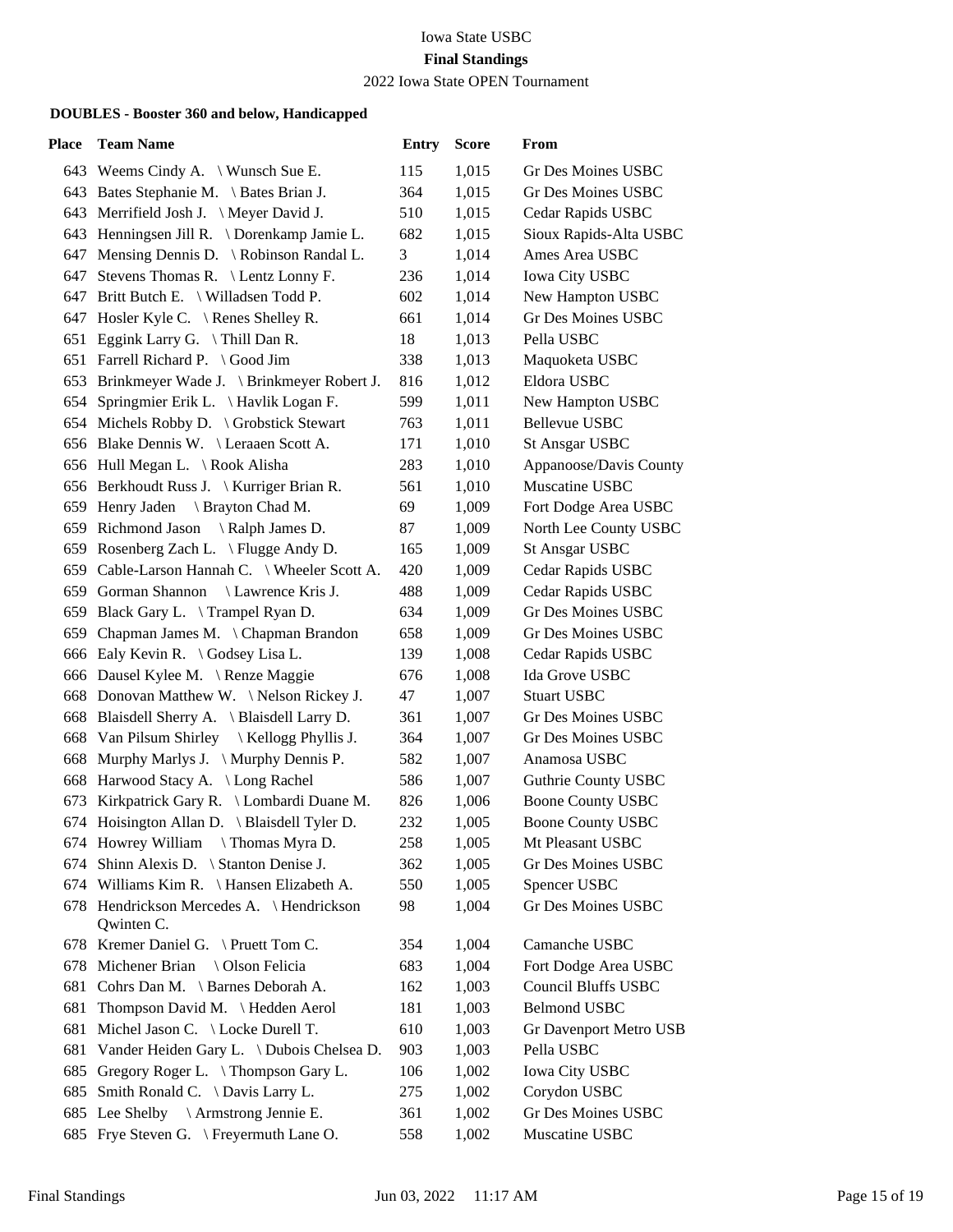Iowa State USBC

**Final Standings**

2022 Iowa State OPEN Tournament

### DOUBLES - Booster 360 and below, Handicapped

| Place | Team Name | Entry | Score | From |
|---|---|---|---|---|
| 643 | Weems Cindy A. \ Wunsch Sue E. | 115 | 1,015 | Gr Des Moines USBC |
| 643 | Bates Stephanie M. \ Bates Brian J. | 364 | 1,015 | Gr Des Moines USBC |
| 643 | Merrifield Josh J. \ Meyer David J. | 510 | 1,015 | Cedar Rapids USBC |
| 643 | Henningsen Jill R. \ Dorenkamp Jamie L. | 682 | 1,015 | Sioux Rapids-Alta USBC |
| 647 | Mensing Dennis D. \ Robinson Randal L. | 3 | 1,014 | Ames Area USBC |
| 647 | Stevens Thomas R. \ Lentz Lonny F. | 236 | 1,014 | Iowa City USBC |
| 647 | Britt Butch E. \ Willadsen Todd P. | 602 | 1,014 | New Hampton USBC |
| 647 | Hosler Kyle C. \ Renes Shelley R. | 661 | 1,014 | Gr Des Moines USBC |
| 651 | Eggink Larry G. \ Thill Dan R. | 18 | 1,013 | Pella USBC |
| 651 | Farrell Richard P. \ Good Jim | 338 | 1,013 | Maquoketa USBC |
| 653 | Brinkmeyer Wade J. \ Brinkmeyer Robert J. | 816 | 1,012 | Eldora USBC |
| 654 | Springmier Erik L. \ Havlik Logan F. | 599 | 1,011 | New Hampton USBC |
| 654 | Michels Robby D. \ Grobstick Stewart | 763 | 1,011 | Bellevue USBC |
| 656 | Blake Dennis W. \ Leraaen Scott A. | 171 | 1,010 | St Ansgar USBC |
| 656 | Hull Megan L. \ Rook Alisha | 283 | 1,010 | Appanoose/Davis County |
| 656 | Berkhoudt Russ J. \ Kurriger Brian R. | 561 | 1,010 | Muscatine USBC |
| 659 | Henry Jaden \ Brayton Chad M. | 69 | 1,009 | Fort Dodge Area USBC |
| 659 | Richmond Jason \ Ralph James D. | 87 | 1,009 | North Lee County USBC |
| 659 | Rosenberg Zach L. \ Flugge Andy D. | 165 | 1,009 | St Ansgar USBC |
| 659 | Cable-Larson Hannah C. \ Wheeler Scott A. | 420 | 1,009 | Cedar Rapids USBC |
| 659 | Gorman Shannon \ Lawrence Kris J. | 488 | 1,009 | Cedar Rapids USBC |
| 659 | Black Gary L. \ Trampel Ryan D. | 634 | 1,009 | Gr Des Moines USBC |
| 659 | Chapman James M. \ Chapman Brandon | 658 | 1,009 | Gr Des Moines USBC |
| 666 | Ealy Kevin R. \ Godsey Lisa L. | 139 | 1,008 | Cedar Rapids USBC |
| 666 | Dausel Kylee M. \ Renze Maggie | 676 | 1,008 | Ida Grove USBC |
| 668 | Donovan Matthew W. \ Nelson Rickey J. | 47 | 1,007 | Stuart USBC |
| 668 | Blaisdell Sherry A. \ Blaisdell Larry D. | 361 | 1,007 | Gr Des Moines USBC |
| 668 | Van Pilsum Shirley \ Kellogg Phyllis J. | 364 | 1,007 | Gr Des Moines USBC |
| 668 | Murphy Marlys J. \ Murphy Dennis P. | 582 | 1,007 | Anamosa USBC |
| 668 | Harwood Stacy A. \ Long Rachel | 586 | 1,007 | Guthrie County USBC |
| 673 | Kirkpatrick Gary R. \ Lombardi Duane M. | 826 | 1,006 | Boone County USBC |
| 674 | Hoisington Allan D. \ Blaisdell Tyler D. | 232 | 1,005 | Boone County USBC |
| 674 | Howrey William \ Thomas Myra D. | 258 | 1,005 | Mt Pleasant USBC |
| 674 | Shinn Alexis D. \ Stanton Denise J. | 362 | 1,005 | Gr Des Moines USBC |
| 674 | Williams Kim R. \ Hansen Elizabeth A. | 550 | 1,005 | Spencer USBC |
| 678 | Hendrickson Mercedes A. \ Hendrickson Qwinten C. | 98 | 1,004 | Gr Des Moines USBC |
| 678 | Kremer Daniel G. \ Pruett Tom C. | 354 | 1,004 | Camanche USBC |
| 678 | Michener Brian \ Olson Felicia | 683 | 1,004 | Fort Dodge Area USBC |
| 681 | Cohrs Dan M. \ Barnes Deborah A. | 162 | 1,003 | Council Bluffs USBC |
| 681 | Thompson David M. \ Hedden Aerol | 181 | 1,003 | Belmond USBC |
| 681 | Michel Jason C. \ Locke Durell T. | 610 | 1,003 | Gr Davenport Metro USB |
| 681 | Vander Heiden Gary L. \ Dubois Chelsea D. | 903 | 1,003 | Pella USBC |
| 685 | Gregory Roger L. \ Thompson Gary L. | 106 | 1,002 | Iowa City USBC |
| 685 | Smith Ronald C. \ Davis Larry L. | 275 | 1,002 | Corydon USBC |
| 685 | Lee Shelby \ Armstrong Jennie E. | 361 | 1,002 | Gr Des Moines USBC |
| 685 | Frye Steven G. \ Freyermuth Lane O. | 558 | 1,002 | Muscatine USBC |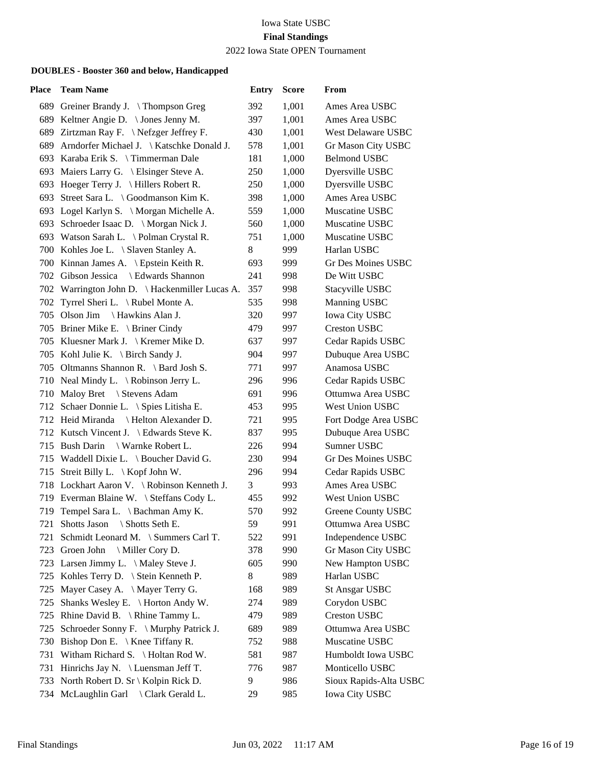Iowa State USBC

**Final Standings**

2022 Iowa State OPEN Tournament

### DOUBLES - Booster 360 and below, Handicapped

| Place | Team Name | Entry | Score | From |
|---|---|---|---|---|
| 689 | Greiner Brandy J. \ Thompson Greg | 392 | 1,001 | Ames Area USBC |
| 689 | Keltner Angie D. \ Jones Jenny M. | 397 | 1,001 | Ames Area USBC |
| 689 | Zirtzman Ray F. \ Nefzger Jeffrey F. | 430 | 1,001 | West Delaware USBC |
| 689 | Arndorfer Michael J. \ Katschke Donald J. | 578 | 1,001 | Gr Mason City USBC |
| 693 | Karaba Erik S. \ Timmerman Dale | 181 | 1,000 | Belmond USBC |
| 693 | Maiers Larry G. \ Elsinger Steve A. | 250 | 1,000 | Dyersville USBC |
| 693 | Hoeger Terry J. \ Hillers Robert R. | 250 | 1,000 | Dyersville USBC |
| 693 | Street Sara L. \ Goodmanson Kim K. | 398 | 1,000 | Ames Area USBC |
| 693 | Logel Karlyn S. \ Morgan Michelle A. | 559 | 1,000 | Muscatine USBC |
| 693 | Schroeder Isaac D. \ Morgan Nick J. | 560 | 1,000 | Muscatine USBC |
| 693 | Watson Sarah L. \ Polman Crystal R. | 751 | 1,000 | Muscatine USBC |
| 700 | Kohles Joe L. \ Slaven Stanley A. | 8 | 999 | Harlan USBC |
| 700 | Kinnan James A. \ Epstein Keith R. | 693 | 999 | Gr Des Moines USBC |
| 702 | Gibson Jessica \ Edwards Shannon | 241 | 998 | De Witt USBC |
| 702 | Warrington John D. \ Hackenmiller Lucas A. | 357 | 998 | Stacyville USBC |
| 702 | Tyrrel Sheri L. \ Rubel Monte A. | 535 | 998 | Manning USBC |
| 705 | Olson Jim \ Hawkins Alan J. | 320 | 997 | Iowa City USBC |
| 705 | Briner Mike E. \ Briner Cindy | 479 | 997 | Creston USBC |
| 705 | Kluesner Mark J. \ Kremer Mike D. | 637 | 997 | Cedar Rapids USBC |
| 705 | Kohl Julie K. \ Birch Sandy J. | 904 | 997 | Dubuque Area USBC |
| 705 | Oltmanns Shannon R. \ Bard Josh S. | 771 | 997 | Anamosa USBC |
| 710 | Neal Mindy L. \ Robinson Jerry L. | 296 | 996 | Cedar Rapids USBC |
| 710 | Maloy Bret \ Stevens Adam | 691 | 996 | Ottumwa Area USBC |
| 712 | Schaer Donnie L. \ Spies Litisha E. | 453 | 995 | West Union USBC |
| 712 | Heid Miranda \ Helton Alexander D. | 721 | 995 | Fort Dodge Area USBC |
| 712 | Kutsch Vincent J. \ Edwards Steve K. | 837 | 995 | Dubuque Area USBC |
| 715 | Bush Darin \ Warnke Robert L. | 226 | 994 | Sumner USBC |
| 715 | Waddell Dixie L. \ Boucher David G. | 230 | 994 | Gr Des Moines USBC |
| 715 | Streit Billy L. \ Kopf John W. | 296 | 994 | Cedar Rapids USBC |
| 718 | Lockhart Aaron V. \ Robinson Kenneth J. | 3 | 993 | Ames Area USBC |
| 719 | Everman Blaine W. \ Steffans Cody L. | 455 | 992 | West Union USBC |
| 719 | Tempel Sara L. \ Bachman Amy K. | 570 | 992 | Greene County USBC |
| 721 | Shotts Jason \ Shotts Seth E. | 59 | 991 | Ottumwa Area USBC |
| 721 | Schmidt Leonard M. \ Summers Carl T. | 522 | 991 | Independence USBC |
| 723 | Groen John \ Miller Cory D. | 378 | 990 | Gr Mason City USBC |
| 723 | Larsen Jimmy L. \ Maley Steve J. | 605 | 990 | New Hampton USBC |
| 725 | Kohles Terry D. \ Stein Kenneth P. | 8 | 989 | Harlan USBC |
| 725 | Mayer Casey A. \ Mayer Terry G. | 168 | 989 | St Ansgar USBC |
| 725 | Shanks Wesley E. \ Horton Andy W. | 274 | 989 | Corydon USBC |
| 725 | Rhine David B. \ Rhine Tammy L. | 479 | 989 | Creston USBC |
| 725 | Schroeder Sonny F. \ Murphy Patrick J. | 689 | 989 | Ottumwa Area USBC |
| 730 | Bishop Don E. \ Knee Tiffany R. | 752 | 988 | Muscatine USBC |
| 731 | Witham Richard S. \ Holtan Rod W. | 581 | 987 | Humboldt Iowa USBC |
| 731 | Hinrichs Jay N. \ Luensman Jeff T. | 776 | 987 | Monticello USBC |
| 733 | North Robert D. Sr \ Kolpin Rick D. | 9 | 986 | Sioux Rapids-Alta USBC |
| 734 | McLaughlin Garl \ Clark Gerald L. | 29 | 985 | Iowa City USBC |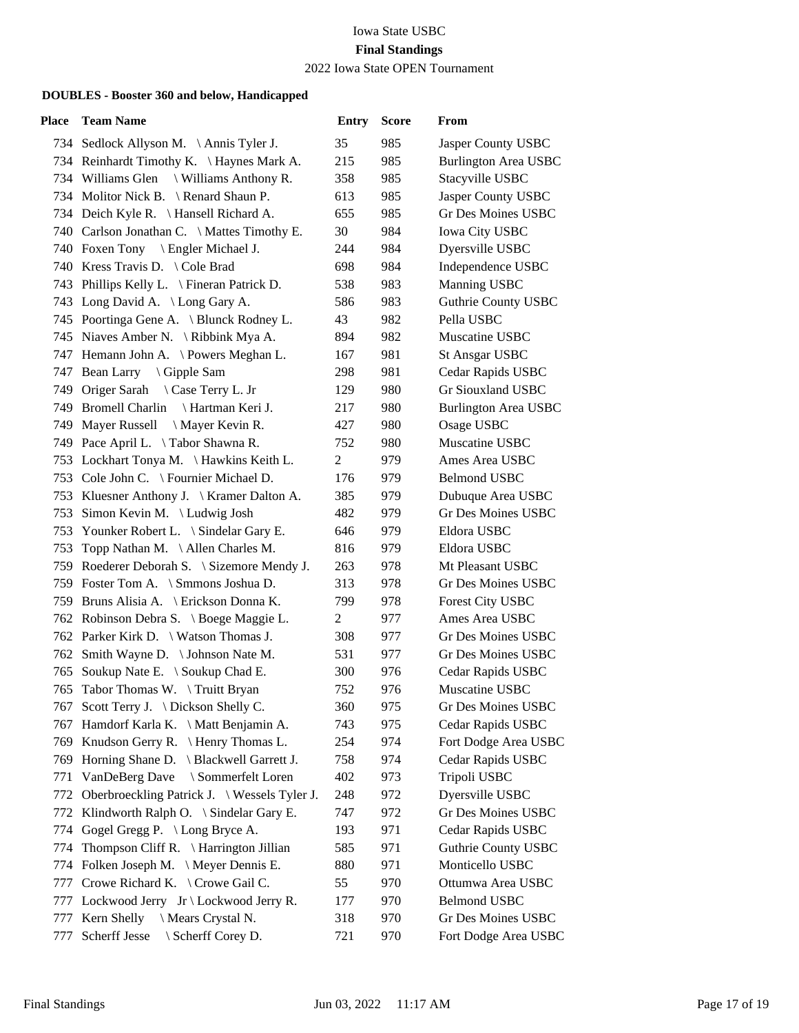Iowa State USBC

**Final Standings**

2022 Iowa State OPEN Tournament

#### DOUBLES - Booster 360 and below, Handicapped

| Place | Team Name | Entry | Score | From |
|---|---|---|---|---|
| 734 | Sedlock Allyson M. \ Annis Tyler J. | 35 | 985 | Jasper County USBC |
| 734 | Reinhardt Timothy K. \ Haynes Mark A. | 215 | 985 | Burlington Area USBC |
| 734 | Williams Glen \ Williams Anthony R. | 358 | 985 | Stacyville USBC |
| 734 | Molitor Nick B. \ Renard Shaun P. | 613 | 985 | Jasper County USBC |
| 734 | Deich Kyle R. \ Hansell Richard A. | 655 | 985 | Gr Des Moines USBC |
| 740 | Carlson Jonathan C. \ Mattes Timothy E. | 30 | 984 | Iowa City USBC |
| 740 | Foxen Tony \ Engler Michael J. | 244 | 984 | Dyersville USBC |
| 740 | Kress Travis D. \ Cole Brad | 698 | 984 | Independence USBC |
| 743 | Phillips Kelly L. \ Fineran Patrick D. | 538 | 983 | Manning USBC |
| 743 | Long David A. \ Long Gary A. | 586 | 983 | Guthrie County USBC |
| 745 | Poortinga Gene A. \ Blunck Rodney L. | 43 | 982 | Pella USBC |
| 745 | Niaves Amber N. \ Ribbink Mya A. | 894 | 982 | Muscatine USBC |
| 747 | Hemann John A. \ Powers Meghan L. | 167 | 981 | St Ansgar USBC |
| 747 | Bean Larry \ Gipple Sam | 298 | 981 | Cedar Rapids USBC |
| 749 | Origer Sarah \ Case Terry L. Jr | 129 | 980 | Gr Siouxland USBC |
| 749 | Bromell Charlin \ Hartman Keri J. | 217 | 980 | Burlington Area USBC |
| 749 | Mayer Russell \ Mayer Kevin R. | 427 | 980 | Osage USBC |
| 749 | Pace April L. \ Tabor Shawna R. | 752 | 980 | Muscatine USBC |
| 753 | Lockhart Tonya M. \ Hawkins Keith L. | 2 | 979 | Ames Area USBC |
| 753 | Cole John C. \ Fournier Michael D. | 176 | 979 | Belmond USBC |
| 753 | Kluesner Anthony J. \ Kramer Dalton A. | 385 | 979 | Dubuque Area USBC |
| 753 | Simon Kevin M. \ Ludwig Josh | 482 | 979 | Gr Des Moines USBC |
| 753 | Younker Robert L. \ Sindelar Gary E. | 646 | 979 | Eldora USBC |
| 753 | Topp Nathan M. \ Allen Charles M. | 816 | 979 | Eldora USBC |
| 759 | Roederer Deborah S. \ Sizemore Mendy J. | 263 | 978 | Mt Pleasant USBC |
| 759 | Foster Tom A. \ Smmons Joshua D. | 313 | 978 | Gr Des Moines USBC |
| 759 | Bruns Alisia A. \ Erickson Donna K. | 799 | 978 | Forest City USBC |
| 762 | Robinson Debra S. \ Boege Maggie L. | 2 | 977 | Ames Area USBC |
| 762 | Parker Kirk D. \ Watson Thomas J. | 308 | 977 | Gr Des Moines USBC |
| 762 | Smith Wayne D. \ Johnson Nate M. | 531 | 977 | Gr Des Moines USBC |
| 765 | Soukup Nate E. \ Soukup Chad E. | 300 | 976 | Cedar Rapids USBC |
| 765 | Tabor Thomas W. \ Truitt Bryan | 752 | 976 | Muscatine USBC |
| 767 | Scott Terry J. \ Dickson Shelly C. | 360 | 975 | Gr Des Moines USBC |
| 767 | Hamdorf Karla K. \ Matt Benjamin A. | 743 | 975 | Cedar Rapids USBC |
| 769 | Knudson Gerry R. \ Henry Thomas L. | 254 | 974 | Fort Dodge Area USBC |
| 769 | Horning Shane D. \ Blackwell Garrett J. | 758 | 974 | Cedar Rapids USBC |
| 771 | VanDeBerg Dave \ Sommerfelt Loren | 402 | 973 | Tripoli USBC |
| 772 | Oberbroeckling Patrick J. \ Wessels Tyler J. | 248 | 972 | Dyersville USBC |
| 772 | Klindworth Ralph O. \ Sindelar Gary E. | 747 | 972 | Gr Des Moines USBC |
| 774 | Gogel Gregg P. \ Long Bryce A. | 193 | 971 | Cedar Rapids USBC |
| 774 | Thompson Cliff R. \ Harrington Jillian | 585 | 971 | Guthrie County USBC |
| 774 | Folken Joseph M. \ Meyer Dennis E. | 880 | 971 | Monticello USBC |
| 777 | Crowe Richard K. \ Crowe Gail C. | 55 | 970 | Ottumwa Area USBC |
| 777 | Lockwood Jerry Jr \ Lockwood Jerry R. | 177 | 970 | Belmond USBC |
| 777 | Kern Shelly \ Mears Crystal N. | 318 | 970 | Gr Des Moines USBC |
| 777 | Scherff Jesse \ Scherff Corey D. | 721 | 970 | Fort Dodge Area USBC |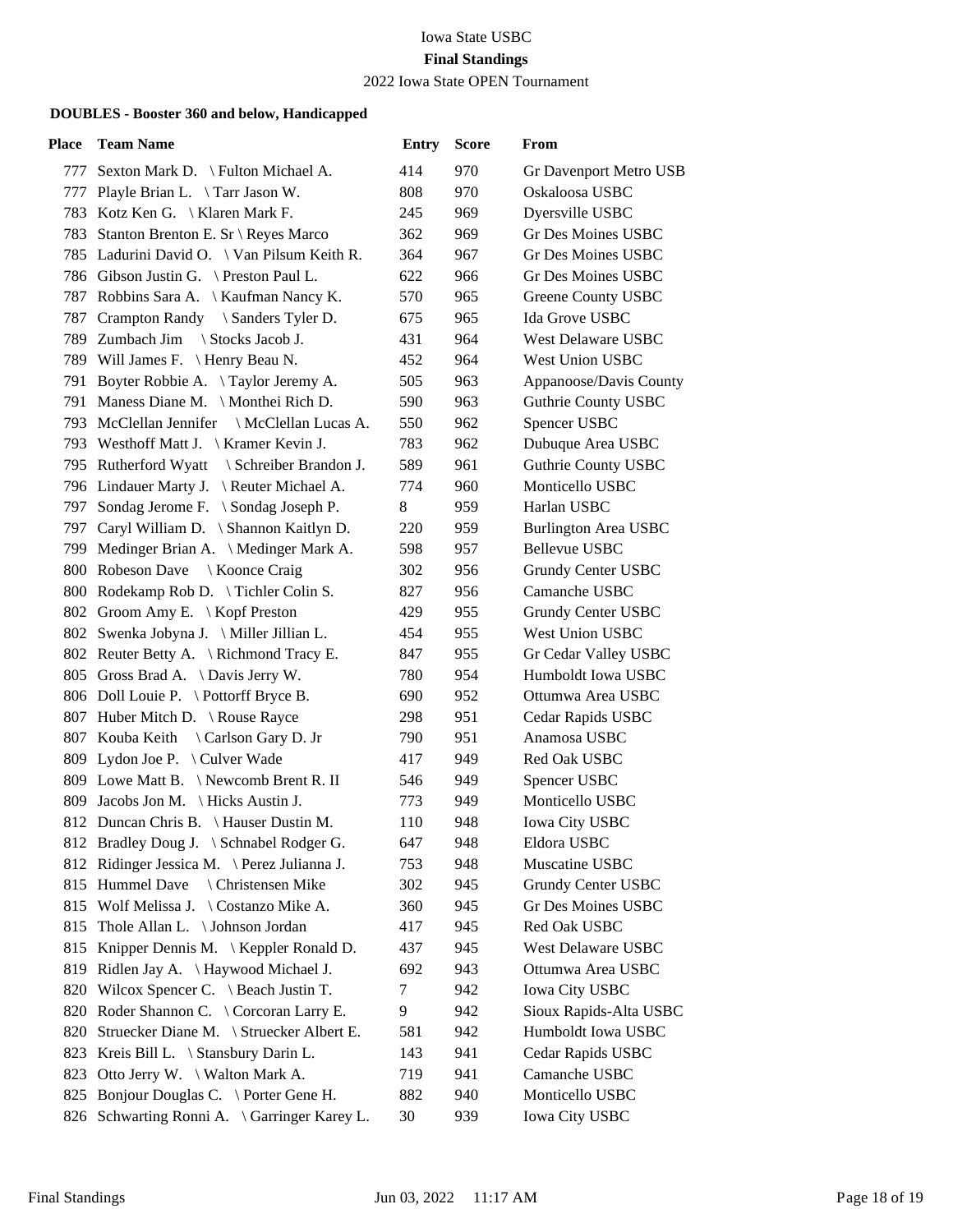Iowa State USBC

**Final Standings**

2022 Iowa State OPEN Tournament

#### DOUBLES - Booster 360 and below, Handicapped

| Place | Team Name | Entry | Score | From |
|---|---|---|---|---|
| 777 | Sexton Mark D. \ Fulton Michael A. | 414 | 970 | Gr Davenport Metro USB |
| 777 | Playle Brian L. \ Tarr Jason W. | 808 | 970 | Oskaloosa USBC |
| 783 | Kotz Ken G. \ Klaren Mark F. | 245 | 969 | Dyersville USBC |
| 783 | Stanton Brenton E. Sr \ Reyes Marco | 362 | 969 | Gr Des Moines USBC |
| 785 | Ladurini David O. \ Van Pilsum Keith R. | 364 | 967 | Gr Des Moines USBC |
| 786 | Gibson Justin G. \ Preston Paul L. | 622 | 966 | Gr Des Moines USBC |
| 787 | Robbins Sara A. \ Kaufman Nancy K. | 570 | 965 | Greene County USBC |
| 787 | Crampton Randy \ Sanders Tyler D. | 675 | 965 | Ida Grove USBC |
| 789 | Zumbach Jim \ Stocks Jacob J. | 431 | 964 | West Delaware USBC |
| 789 | Will James F. \ Henry Beau N. | 452 | 964 | West Union USBC |
| 791 | Boyter Robbie A. \ Taylor Jeremy A. | 505 | 963 | Appanoose/Davis County |
| 791 | Maness Diane M. \ Monthei Rich D. | 590 | 963 | Guthrie County USBC |
| 793 | McClellan Jennifer \ McClellan Lucas A. | 550 | 962 | Spencer USBC |
| 793 | Westhoff Matt J. \ Kramer Kevin J. | 783 | 962 | Dubuque Area USBC |
| 795 | Rutherford Wyatt \ Schreiber Brandon J. | 589 | 961 | Guthrie County USBC |
| 796 | Lindauer Marty J. \ Reuter Michael A. | 774 | 960 | Monticello USBC |
| 797 | Sondag Jerome F. \ Sondag Joseph P. | 8 | 959 | Harlan USBC |
| 797 | Caryl William D. \ Shannon Kaitlyn D. | 220 | 959 | Burlington Area USBC |
| 799 | Medinger Brian A. \ Medinger Mark A. | 598 | 957 | Bellevue USBC |
| 800 | Robeson Dave \ Koonce Craig | 302 | 956 | Grundy Center USBC |
| 800 | Rodekamp Rob D. \ Tichler Colin S. | 827 | 956 | Camanche USBC |
| 802 | Groom Amy E. \ Kopf Preston | 429 | 955 | Grundy Center USBC |
| 802 | Swenka Jobyna J. \ Miller Jillian L. | 454 | 955 | West Union USBC |
| 802 | Reuter Betty A. \ Richmond Tracy E. | 847 | 955 | Gr Cedar Valley USBC |
| 805 | Gross Brad A. \ Davis Jerry W. | 780 | 954 | Humboldt Iowa USBC |
| 806 | Doll Louie P. \ Pottorff Bryce B. | 690 | 952 | Ottumwa Area USBC |
| 807 | Huber Mitch D. \ Rouse Rayce | 298 | 951 | Cedar Rapids USBC |
| 807 | Kouba Keith \ Carlson Gary D. Jr | 790 | 951 | Anamosa USBC |
| 809 | Lydon Joe P. \ Culver Wade | 417 | 949 | Red Oak USBC |
| 809 | Lowe Matt B. \ Newcomb Brent R. II | 546 | 949 | Spencer USBC |
| 809 | Jacobs Jon M. \ Hicks Austin J. | 773 | 949 | Monticello USBC |
| 812 | Duncan Chris B. \ Hauser Dustin M. | 110 | 948 | Iowa City USBC |
| 812 | Bradley Doug J. \ Schnabel Rodger G. | 647 | 948 | Eldora USBC |
| 812 | Ridinger Jessica M. \ Perez Julianna J. | 753 | 948 | Muscatine USBC |
| 815 | Hummel Dave \ Christensen Mike | 302 | 945 | Grundy Center USBC |
| 815 | Wolf Melissa J. \ Costanzo Mike A. | 360 | 945 | Gr Des Moines USBC |
| 815 | Thole Allan L. \ Johnson Jordan | 417 | 945 | Red Oak USBC |
| 815 | Knipper Dennis M. \ Keppler Ronald D. | 437 | 945 | West Delaware USBC |
| 819 | Ridlen Jay A. \ Haywood Michael J. | 692 | 943 | Ottumwa Area USBC |
| 820 | Wilcox Spencer C. \ Beach Justin T. | 7 | 942 | Iowa City USBC |
| 820 | Roder Shannon C. \ Corcoran Larry E. | 9 | 942 | Sioux Rapids-Alta USBC |
| 820 | Struecker Diane M. \ Struecker Albert E. | 581 | 942 | Humboldt Iowa USBC |
| 823 | Kreis Bill L. \ Stansbury Darin L. | 143 | 941 | Cedar Rapids USBC |
| 823 | Otto Jerry W. \ Walton Mark A. | 719 | 941 | Camanche USBC |
| 825 | Bonjour Douglas C. \ Porter Gene H. | 882 | 940 | Monticello USBC |
| 826 | Schwarting Ronni A. \ Garringer Karey L. | 30 | 939 | Iowa City USBC |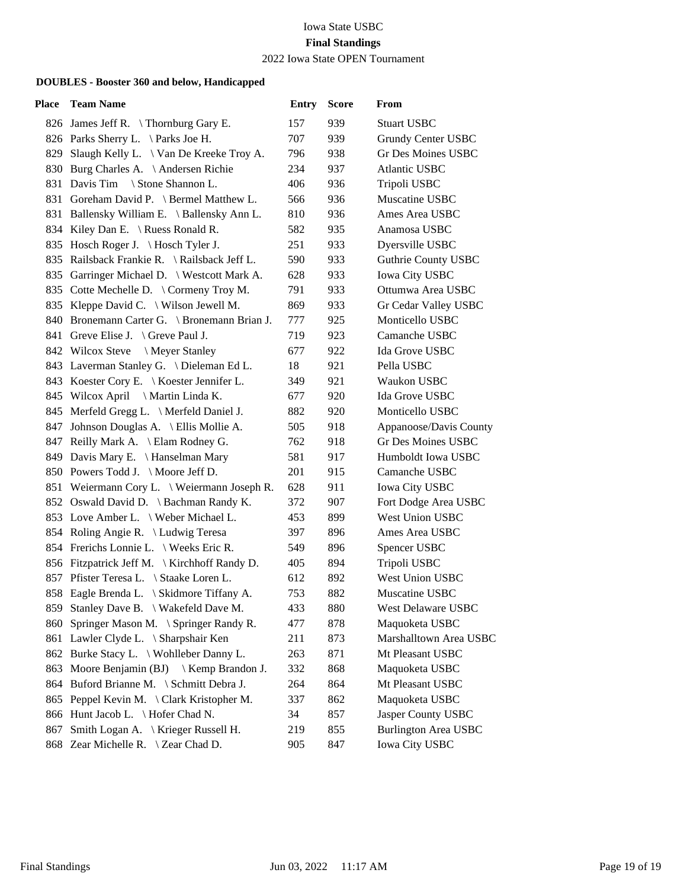Iowa State USBC

**Final Standings**

2022 Iowa State OPEN Tournament

**DOUBLES - Booster 360 and below, Handicapped**

| Place | Team Name | Entry | Score | From |
|---|---|---|---|---|
| 826 | James Jeff R. \ Thornburg Gary E. | 157 | 939 | Stuart USBC |
| 826 | Parks Sherry L. \ Parks Joe H. | 707 | 939 | Grundy Center USBC |
| 829 | Slaugh Kelly L. \ Van De Kreeke Troy A. | 796 | 938 | Gr Des Moines USBC |
| 830 | Burg Charles A. \ Andersen Richie | 234 | 937 | Atlantic USBC |
| 831 | Davis Tim \ Stone Shannon L. | 406 | 936 | Tripoli USBC |
| 831 | Goreham David P. \ Bermel Matthew L. | 566 | 936 | Muscatine USBC |
| 831 | Ballensky William E. \ Ballensky Ann L. | 810 | 936 | Ames Area USBC |
| 834 | Kiley Dan E. \ Ruess Ronald R. | 582 | 935 | Anamosa USBC |
| 835 | Hosch Roger J. \ Hosch Tyler J. | 251 | 933 | Dyersville USBC |
| 835 | Railsback Frankie R. \ Railsback Jeff L. | 590 | 933 | Guthrie County USBC |
| 835 | Garringer Michael D. \ Westcott Mark A. | 628 | 933 | Iowa City USBC |
| 835 | Cotte Mechelle D. \ Cormeny Troy M. | 791 | 933 | Ottumwa Area USBC |
| 835 | Kleppe David C. \ Wilson Jewell M. | 869 | 933 | Gr Cedar Valley USBC |
| 840 | Bronemann Carter G. \ Bronemann Brian J. | 777 | 925 | Monticello USBC |
| 841 | Greve Elise J. \ Greve Paul J. | 719 | 923 | Camanche USBC |
| 842 | Wilcox Steve \ Meyer Stanley | 677 | 922 | Ida Grove USBC |
| 843 | Laverman Stanley G. \ Dieleman Ed L. | 18 | 921 | Pella USBC |
| 843 | Koester Cory E. \ Koester Jennifer L. | 349 | 921 | Waukon USBC |
| 845 | Wilcox April \ Martin Linda K. | 677 | 920 | Ida Grove USBC |
| 845 | Merfeld Gregg L. \ Merfeld Daniel J. | 882 | 920 | Monticello USBC |
| 847 | Johnson Douglas A. \ Ellis Mollie A. | 505 | 918 | Appanoose/Davis County |
| 847 | Reilly Mark A. \ Elam Rodney G. | 762 | 918 | Gr Des Moines USBC |
| 849 | Davis Mary E. \ Hanselman Mary | 581 | 917 | Humboldt Iowa USBC |
| 850 | Powers Todd J. \ Moore Jeff D. | 201 | 915 | Camanche USBC |
| 851 | Weiermann Cory L. \ Weiermann Joseph R. | 628 | 911 | Iowa City USBC |
| 852 | Oswald David D. \ Bachman Randy K. | 372 | 907 | Fort Dodge Area USBC |
| 853 | Love Amber L. \ Weber Michael L. | 453 | 899 | West Union USBC |
| 854 | Roling Angie R. \ Ludwig Teresa | 397 | 896 | Ames Area USBC |
| 854 | Frerichs Lonnie L. \ Weeks Eric R. | 549 | 896 | Spencer USBC |
| 856 | Fitzpatrick Jeff M. \ Kirchhoff Randy D. | 405 | 894 | Tripoli USBC |
| 857 | Pfister Teresa L. \ Staake Loren L. | 612 | 892 | West Union USBC |
| 858 | Eagle Brenda L. \ Skidmore Tiffany A. | 753 | 882 | Muscatine USBC |
| 859 | Stanley Dave B. \ Wakefeld Dave M. | 433 | 880 | West Delaware USBC |
| 860 | Springer Mason M. \ Springer Randy R. | 477 | 878 | Maquoketa USBC |
| 861 | Lawler Clyde L. \ Sharpshair Ken | 211 | 873 | Marshalltown Area USBC |
| 862 | Burke Stacy L. \ Wohlleber Danny L. | 263 | 871 | Mt Pleasant USBC |
| 863 | Moore Benjamin (BJ) \ Kemp Brandon J. | 332 | 868 | Maquoketa USBC |
| 864 | Buford Brianne M. \ Schmitt Debra J. | 264 | 864 | Mt Pleasant USBC |
| 865 | Peppel Kevin M. \ Clark Kristopher M. | 337 | 862 | Maquoketa USBC |
| 866 | Hunt Jacob L. \ Hofer Chad N. | 34 | 857 | Jasper County USBC |
| 867 | Smith Logan A. \ Krieger Russell H. | 219 | 855 | Burlington Area USBC |
| 868 | Zear Michelle R. \ Zear Chad D. | 905 | 847 | Iowa City USBC |

Final Standings Jun 03, 2022 11:17 AM